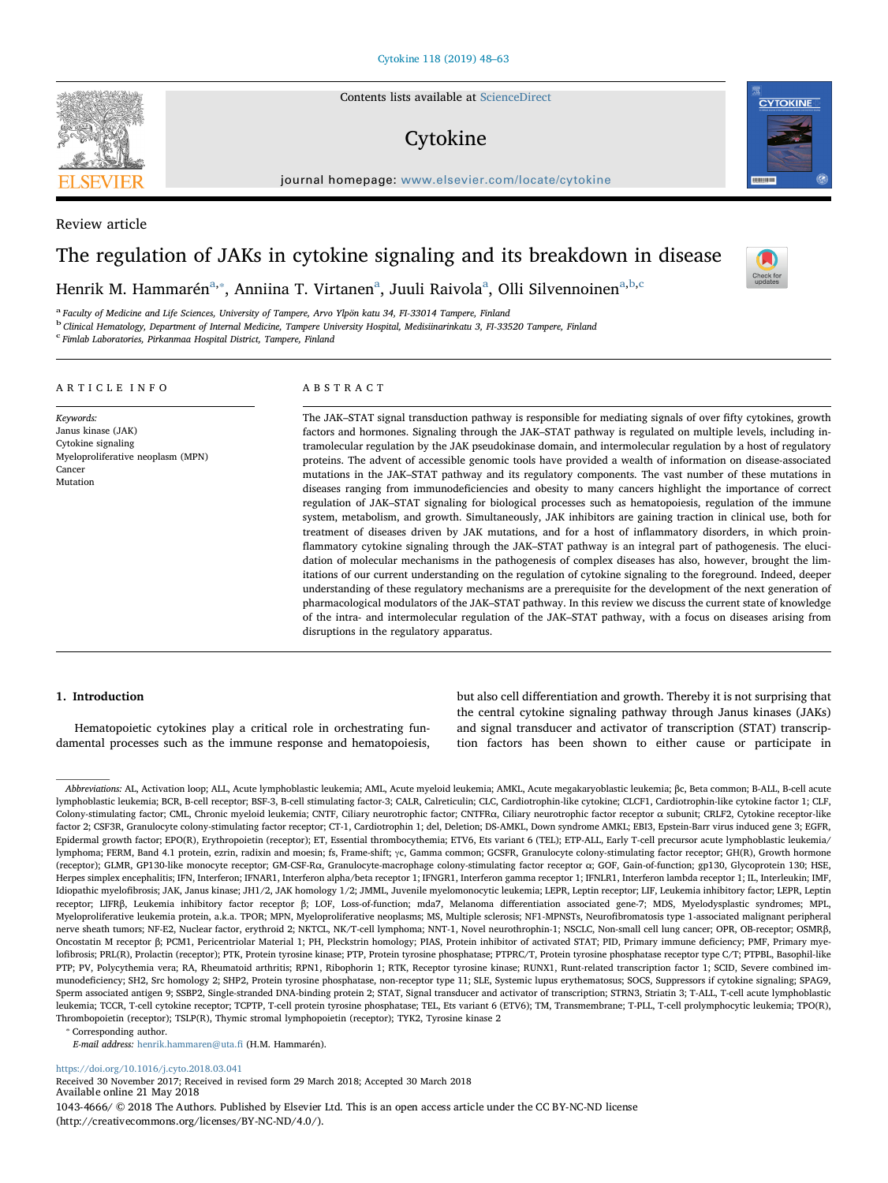Review article

# The regulation of JAKs in cytokine signaling and its breakdown in disease

Henrik M. Hammarén[a,*], Anniina T. Virtanen[a], Juuli Raivola[a], Olli Silvennoinen[a,b,c]

[a] Faculty of Medicine and Life Sciences, University of Tampere, Arvo Ylpön katu 34, FI-33014 Tampere, Finland
[b] Clinical Hematology, Department of Internal Medicine, Tampere University Hospital, Medisiinarinkatu 3, FI-33520 Tampere, Finland
[c] Fimlab Laboratories, Pirkanmaa Hospital District, Tampere, Finland

ARTICLE INFO

*Keywords:*
Janus kinase (JAK)
Cytokine signaling
Myeloproliferative neoplasm (MPN)
Cancer
Mutation

ABSTRACT

The JAK–STAT signal transduction pathway is responsible for mediating signals of over fifty cytokines, growth factors and hormones. Signaling through the JAK–STAT pathway is regulated on multiple levels, including intramolecular regulation by the JAK pseudokinase domain, and intermolecular regulation by a host of regulatory proteins. The advent of accessible genomic tools have provided a wealth of information on disease-associated mutations in the JAK–STAT pathway and its regulatory components. The vast number of these mutations in diseases ranging from immunodeficiencies and obesity to many cancers highlight the importance of correct regulation of JAK–STAT signaling for biological processes such as hematopoiesis, regulation of the immune system, metabolism, and growth. Simultaneously, JAK inhibitors are gaining traction in clinical use, both for treatment of diseases driven by JAK mutations, and for a host of inflammatory disorders, in which proinflammatory cytokine signaling through the JAK–STAT pathway is an integral part of pathogenesis. The elucidation of molecular mechanisms in the pathogenesis of complex diseases has also, however, brought the limitations of our current understanding on the regulation of cytokine signaling to the foreground. Indeed, deeper understanding of these regulatory mechanisms are a prerequisite for the development of the next generation of pharmacological modulators of the JAK–STAT pathway. In this review we discuss the current state of knowledge of the intra- and intermolecular regulation of the JAK–STAT pathway, with a focus on diseases arising from disruptions in the regulatory apparatus.

## 1. Introduction

Hematopoietic cytokines play a critical role in orchestrating fundamental processes such as the immune response and hematopoiesis, but also cell differentiation and growth. Thereby it is not surprising that the central cytokine signaling pathway through Janus kinases (JAKs) and signal transducer and activator of transcription (STAT) transcription factors has been shown to either cause or participate in

*Abbreviations:* AL, Activation loop; ALL, Acute lymphoblastic leukemia; AML, Acute myeloid leukemia; AMKL, Acute megakaryoblastic leukemia; βc, Beta common; B-ALL, B-cell acute lymphoblastic leukemia; BCR, B-cell receptor; BSF-3, B-cell stimulating factor-3; CALR, Calreticulin; CLC, Cardiotrophin-like cytokine; CLCF1, Cardiotrophin-like cytokine factor 1; CLF, Colony-stimulating factor; CML, Chronic myeloid leukemia; CNTF, Ciliary neurotrophic factor; CNTFRα, Ciliary neurotrophic factor receptor α subunit; CRLF2, Cytokine receptor-like factor 2; CSF3R, Granulocyte colony-stimulating factor receptor; CT-1, Cardiotrophin 1; del, Deletion; DS-AMKL, Down syndrome AMKL; EBI3, Epstein-Barr virus induced gene 3; EGFR, Epidermal growth factor; EPO(R), Erythropoietin (receptor); ET, Essential thrombocythemia; ETV6, Ets variant 6 (TEL); ETP-ALL, Early T-cell precursor acute lymphoblastic leukemia/lymphoma; FERM, Band 4.1 protein, ezrin, radixin and moesin; fs, Frame-shift; γc, Gamma common; GCSFR, Granulocyte colony-stimulating factor receptor; GH(R), Growth hormone (receptor); GLMR, GP130-like monocyte receptor; GM-CSF-Rα, Granulocyte-macrophage colony-stimulating factor receptor α; GOF, Gain-of-function; gp130, Glycoprotein 130; HSE, Herpes simplex encephalitis; IFN, Interferon; IFNAR1, Interferon alpha/beta receptor 1; IFNGR1, Interferon gamma receptor 1; IFNLR1, Interferon lambda receptor 1; IL, Interleukin; IMF, Idiopathic myelofibrosis; JAK, Janus kinase; JH1/2, JAK homology 1/2; JMML, Juvenile myelomonocytic leukemia; LEPR, Leptin receptor; LIF, Leukemia inhibitory factor; LEPR, Leptin receptor; LIFRβ, Leukemia inhibitory factor receptor β; LOF, Loss-of-function; mda7, Melanoma differentiation associated gene-7; MDS, Myelodysplastic syndromes; MPL, Myeloproliferative leukemia protein, a.k.a. TPOR; MPN, Myeloproliferative neoplasms; MS, Multiple sclerosis; NF1-MPNSTs, Neurofibromatosis type 1-associated malignant peripheral nerve sheath tumors; NF-E2, Nuclear factor, erythroid 2; NKTCL, NK/T-cell lymphoma; NNT-1, Novel neurotrophin-1; NSCLC, Non-small cell lung cancer; OPR, OB-receptor; OSMRβ, Oncostatin M receptor β; PCM1, Pericentriolar Material 1; PH, Pleckstrin homology; PIAS, Protein inhibitor of activated STAT; PID, Primary immune deficiency; PMF, Primary myelofibrosis; PRL(R), Prolactin (receptor); PTK, Protein tyrosine kinase; PTP, Protein tyrosine phosphatase; PTPRC/T, Protein tyrosine phosphatase receptor type C/T; PTPBL, Basophil-like PTP; PV, Polycythemia vera; RA, Rheumatoid arthritis; RPN1, Ribophorin 1; RTK, Receptor tyrosine kinase; RUNX1, Runt-related transcription factor 1; SCID, Severe combined immunodeficiency; SH2, Src homology 2; SHP2, Protein tyrosine phosphatase, non-receptor type 11; SLE, Systemic lupus erythematosus; SOCS, Suppressors if cytokine signaling; SPAG9, Sperm associated antigen 9; SSBP2, Single-stranded DNA-binding protein 2; STAT, Signal transducer and activator of transcription; STRN3, Striatin 3; T-ALL, T-cell acute lymphoblastic leukemia; TCCR, T-cell cytokine receptor; TCPTP, T-cell protein tyrosine phosphatase; TEL, Ets variant 6 (ETV6); TM, Transmembrane; T-PLL, T-cell prolymphocytic leukemia; TPO(R), Thrombopoietin (receptor); TSLP(R), Thymic stromal lymphopoietin (receptor); TYK2, Tyrosine kinase 2

* Corresponding author.
*E-mail address:* henrik.hammaren@uta.fi (H.M. Hammarén).

https://doi.org/10.1016/j.cyto.2018.03.041
Received 30 November 2017; Received in revised form 29 March 2018; Accepted 30 March 2018
Available online 21 May 2018
1043-4666/ © 2018 The Authors. Published by Elsevier Ltd. This is an open access article under the CC BY-NC-ND license (http://creativecommons.org/licenses/BY-NC-ND/4.0/).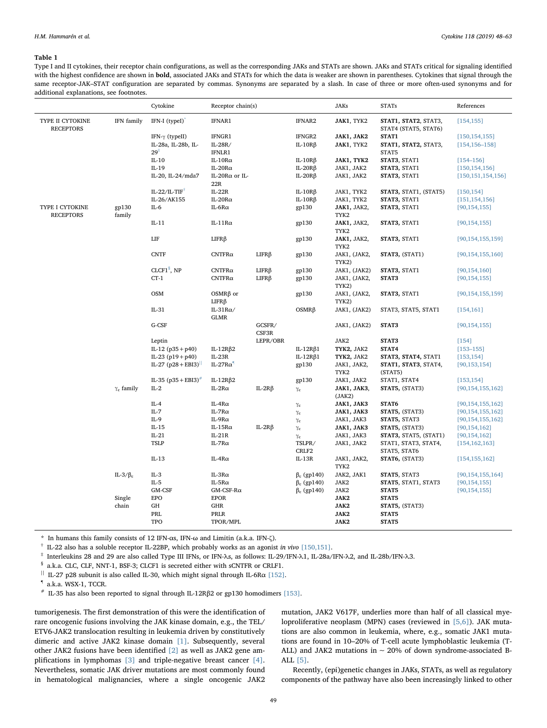**Table 1**

Type I and II cytokines, their receptor chain configurations, as well as the corresponding JAKs and STATs are shown. JAKs and STATs critical for signaling identified with the highest confidence are shown in **bold**, associated JAKs and STATs for which the data is weaker are shown in parentheses. Cytokines that signal through the same receptor-JAK–STAT configuration are separated by commas. Synonyms are separated by a slash. In case of three or more often-used synonyms and for additional explanations, see footnotes.

| | | Cytokine | Receptor chain(s) | | | JAKs | STATs | References |
|---|---|---|---|---|---|---|---|---|
| TYPE II CYTOKINE RECEPTORS | IFN family | IFN-I (typeI)* | IFNAR1 | | IFNAR2 | **JAK1**, TYK2 | **STAT1**, **STAT2**, STAT3, STAT4 (STAT5, STAT6) | [154,155] |
| | | IFN-γ (typeII) | IFNGR1 | | IFNGR2 | **JAK1**, **JAK2** | **STAT1** | [150,154,155] |
| | | IL-28a, IL-28b, IL-29‡ | IL-28R/IFNLR1 | | IL-10Rβ | **JAK1**, TYK2 | **STAT1**, **STAT2**, STAT3, STAT5 | [154,156–158] |
| | | IL-10 | IL-10Rα | | IL-10Rβ | **JAK1**, **TYK2** | **STAT3**, STAT1 | [154–156] |
| | | IL-19 | IL-20Rα | | IL-20Rβ | JAK1, JAK2 | **STAT3**, STAT1 | [150,154,156] |
| | | IL-20, IL-24/mda7 | IL-20Rα or IL-22R | | IL-20Rβ | JAK1, JAK2 | **STAT3**, STAT1 | [150,151,154,156] |
| | | IL-22/IL-TIF† | IL-22R | | IL-10Rβ | JAK1, TYK2 | **STAT3**, STAT1, (STAT5) | [150,154] |
| | | IL-26/AK155 | IL-20Rα | | IL-10Rβ | JAK1, TYK2 | **STAT3**, STAT1 | [151,154,156] |
| TYPE I CYTOKINE RECEPTORS | gp130 family | IL-6 | IL-6Rα | | gp130 | **JAK1**, JAK2, TYK2 | **STAT3**, STAT1 | [90,154,155] |
| | | IL-11 | IL-11Rα | | gp130 | **JAK1**, JAK2, TYK2 | **STAT3**, STAT1 | [90,154,155] |
| | | LIF | LIFRβ | | gp130 | **JAK1**, JAK2, TYK2 | **STAT3**, STAT1 | [90,154,155,159] |
| | | CNTF | CNTFRα | LIFRβ | gp130 | JAK1, (JAK2, TYK2) | **STAT3**, (STAT1) | [90,154,155,160] |
| | | CLCF1§, NP | CNTFRα | LIFRβ | gp130 | JAK1, (JAK2) | **STAT3**, STAT1 | [90,154,160] |
| | | CT-1 | CNTFRα | LIFRβ | gp130 | JAK1, (JAK2, TYK2) | **STAT3** | [90,154,155] |
| | | OSM | OSMRβ or LIFRβ | | gp130 | JAK1, (JAK2, TYK2) | **STAT3**, STAT1 | [90,154,155,159] |
| | | IL-31 | IL-31Rα/GLMR | | OSMRβ | JAK1, (JAK2) | STAT3, STAT5, STAT1 | [154,161] |
| | | G-CSF | | GCSFR/CSF3R | | JAK1, (JAK2) | **STAT3** | [90,154,155] |
| | | Leptin | | LEPR/OBR | | JAK2 | **STAT3** | [154] |
| | | IL-12 (p35 + p40) | IL-12Rβ2 | | IL-12Rβ1 | **TYK2**, JAK2 | **STAT4** | [153–155] |
| | | IL-23 (p19 + p40) | IL-23R | | IL-12Rβ1 | **TYK2**, JAK2 | **STAT3**, **STAT4**, STAT1 | [153,154] |
| | | IL-27 (p28 + EBI3)‖ | IL-27Rα¶ | | gp130 | JAK1, JAK2, TYK2 | **STAT1**, **STAT3**, STAT4, (STAT5) | [90,153,154] |
| | | IL-35 (p35 + EBI3)# | IL-12Rβ2 | | gp130 | JAK1, JAK2 | STAT1, STAT4 | [153,154] |
| | $\gamma_c$ family | IL-2 | IL-2Rα | IL-2Rβ | $\gamma_c$ | **JAK1**, **JAK3**, (JAK2) | **STAT5**, (STAT3) | [90,154,155,162] |
| | | IL-4 | IL-4Rα | | $\gamma_c$ | **JAK1**, **JAK3** | **STAT6** | [90,154,155,162] |
| | | IL-7 | IL-7Rα | | $\gamma_c$ | **JAK1**, **JAK3** | **STAT5**, (STAT3) | [90,154,155,162] |
| | | IL-9 | IL-9Rα | | $\gamma_c$ | JAK1, JAK3 | **STAT5**, STAT3 | [90,154,155,162] |
| | | IL-15 | IL-15Rα | IL-2Rβ | $\gamma_c$ | **JAK1**, **JAK3** | **STAT5**, (STAT3) | [90,154,162] |
| | | IL-21 | IL-21R | | $\gamma_c$ | JAK1, JAK3 | **STAT3**, STAT5, (STAT1) | [90,154,162] |
| | | TSLP | IL-7Rα | | TSLPR/CRLF2 | JAK1, JAK2 | STAT1, STAT3, STAT4, STAT5, STAT6 | [154,162,163] |
| | | IL-13 | IL-4Rα | | IL-13R | JAK1, JAK2, TYK2 | **STAT6**, (STAT3) | [154,155,162] |
| | IL-3/$\beta_c$ | IL-3 | IL-3Rα | | $\beta_c$ (gp140) | JAK2, JAK1 | **STAT5**, STAT3 | [90,154,155,164] |
| | | IL-5 | IL-5Rα | | $\beta_c$ (gp140) | JAK2 | **STAT5**, STAT1, STAT3 | [90,154,155] |
| | | GM-CSF | GM-CSF-Rα | | $\beta_c$ (gp140) | JAK2 | **STAT5** | [90,154,155] |
| | Single chain | EPO | EPOR | | | **JAK2** | **STAT5** | |
| | | GH | GHR | | | **JAK2** | **STAT5**, (STAT3) | |
| | | PRL | PRLR | | | **JAK2** | **STAT5** | |
| | | TPO | TPOR/MPL | | | **JAK2** | **STAT5** | |

\* In humans this family consists of 12 IFN-αs, IFN-ω and Limitin (a.k.a. IFN-ζ).

† IL-22 also has a soluble receptor IL-22BP, which probably works as an agonist *in vivo* [150,151].

‡ Interleukins 28 and 29 are also called Type III IFNs, or IFN-λs, as follows: IL-29/IFN-λ1, IL-28a/IFN-λ2, and IL-28b/IFN-λ3.

§ a.k.a. CLC, CLF, NNT-1, BSF-3; CLCF1 is secreted either with sCNTFR or CRLF1.

‖ IL-27 p28 subunit is also called IL-30, which might signal through IL-6Rα [152].

¶ a.k.a. WSX-1, TCCR.

\# IL-35 has also been reported to signal through IL-12Rβ2 or gp130 homodimers [153].

tumorigenesis. The first demonstration of this were the identification of rare oncogenic fusions involving the JAK kinase domain, e.g., the TEL/ETV6-JAK2 translocation resulting in leukemia driven by constitutively dimeric and active JAK2 kinase domain [1]. Subsequently, several other JAK2 fusions have been identified [2] as well as JAK2 gene amplifications in lymphomas [3] and triple-negative breast cancer [4]. Nevertheless, somatic JAK driver mutations are most commonly found in hematological malignancies, where a single oncogenic JAK2 mutation, JAK2 V617F, underlies more than half of all classical myeloproliferative neoplasm (MPN) cases (reviewed in [5,6]). JAK mutations are also common in leukemia, where, e.g., somatic JAK1 mutations are found in 10–20% of T-cell acute lymphoblastic leukemia (T-ALL) and JAK2 mutations in ~ 20% of down syndrome-associated B-ALL [5].

Recently, (epi)genetic changes in JAKs, STATs, as well as regulatory components of the pathway have also been increasingly linked to other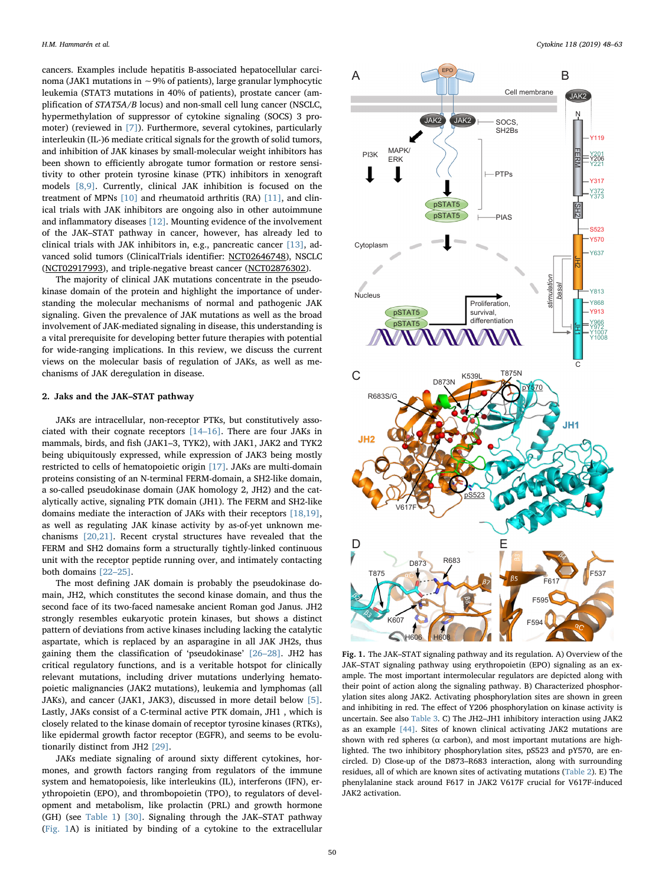cancers. Examples include hepatitis B-associated hepatocellular carcinoma (JAK1 mutations in ~9% of patients), large granular lymphocytic leukemia (STAT3 mutations in 40% of patients), prostate cancer (amplification of *STAT5A/B* locus) and non-small cell lung cancer (NSCLC, hypermethylation of suppressor of cytokine signaling (SOCS) 3 promoter) (reviewed in [7]). Furthermore, several cytokines, particularly interleukin (IL-)6 mediate critical signals for the growth of solid tumors, and inhibition of JAK kinases by small-molecular weight inhibitors has been shown to efficiently abrogate tumor formation or restore sensitivity to other protein tyrosine kinase (PTK) inhibitors in xenograft models [8,9]. Currently, clinical JAK inhibition is focused on the treatment of MPNs [10] and rheumatoid arthritis (RA) [11], and clinical trials with JAK inhibitors are ongoing also in other autoimmune and inflammatory diseases [12]. Mounting evidence of the involvement of the JAK–STAT pathway in cancer, however, has already led to clinical trials with JAK inhibitors in, e.g., pancreatic cancer [13], advanced solid tumors (ClinicalTrials identifier: NCT02646748), NSCLC (NCT02917993), and triple-negative breast cancer (NCT02876302).

The majority of clinical JAK mutations concentrate in the pseudokinase domain of the protein and highlight the importance of understanding the molecular mechanisms of normal and pathogenic JAK signaling. Given the prevalence of JAK mutations as well as the broad involvement of JAK-mediated signaling in disease, this understanding is a vital prerequisite for developing better future therapies with potential for wide-ranging implications. In this review, we discuss the current views on the molecular basis of regulation of JAKs, as well as mechanisms of JAK deregulation in disease.

## 2. Jaks and the JAK–STAT pathway

JAKs are intracellular, non-receptor PTKs, but constitutively associated with their cognate receptors [14–16]. There are four JAKs in mammals, birds, and fish (JAK1–3, TYK2), with JAK1, JAK2 and TYK2 being ubiquitously expressed, while expression of JAK3 being mostly restricted to cells of hematopoietic origin [17]. JAKs are multi-domain proteins consisting of an N-terminal FERM-domain, a SH2-like domain, a so-called pseudokinase domain (JAK homology 2, JH2) and the catalytically active, signaling PTK domain (JH1). The FERM and SH2-like domains mediate the interaction of JAKs with their receptors [18,19], as well as regulating JAK kinase activity by as-of-yet unknown mechanisms [20,21]. Recent crystal structures have revealed that the FERM and SH2 domains form a structurally tightly-linked continuous unit with the receptor peptide running over, and intimately contacting both domains [22–25].

The most defining JAK domain is probably the pseudokinase domain, JH2, which constitutes the second kinase domain, and thus the second face of its two-faced namesake ancient Roman god Janus. JH2 strongly resembles eukaryotic protein kinases, but shows a distinct pattern of deviations from active kinases including lacking the catalytic aspartate, which is replaced by an asparagine in all JAK JH2s, thus gaining them the classification of 'pseudokinase' [26–28]. JH2 has critical regulatory functions, and is a veritable hotspot for clinically relevant mutations, including driver mutations underlying hematopoietic malignancies (JAK2 mutations), leukemia and lymphomas (all JAKs), and cancer (JAK1, JAK3), discussed in more detail below [5]. Lastly, JAKs consist of a C-terminal active PTK domain, JH1 , which is closely related to the kinase domain of receptor tyrosine kinases (RTKs), like epidermal growth factor receptor (EGFR), and seems to be evolutionarily distinct from JH2 [29].

JAKs mediate signaling of around sixty different cytokines, hormones, and growth factors ranging from regulators of the immune system and hematopoiesis, like interleukins (IL), interferons (IFN), erythropoietin (EPO), and thrombopoietin (TPO), to regulators of development and metabolism, like prolactin (PRL) and growth hormone (GH) (see Table 1) [30]. Signaling through the JAK–STAT pathway (Fig. 1A) is initiated by binding of a cytokine to the extracellular

**Fig. 1.** The JAK–STAT signaling pathway and its regulation. A) Overview of the JAK–STAT signaling pathway using erythropoietin (EPO) signaling as an example. The most important intermolecular regulators are depicted along with their point of action along the signaling pathway. B) Characterized phosphorylation sites along JAK2. Activating phosphorylation sites are shown in green and inhibiting in red. The effect of Y206 phosphorylation on kinase activity is uncertain. See also Table 3. C) The JH2–JH1 inhibitory interaction using JAK2 as an example [44]. Sites of known clinical activating JAK2 mutations are shown with red spheres (α carbon), and most important mutations are highlighted. The two inhibitory phosphorylation sites, pS523 and pY570, are encircled. D) Close-up of the D873–R683 interaction, along with surrounding residues, all of which are known sites of activating mutations (Table 2). E) The phenylalanine stack around F617 in JAK2 V617F crucial for V617F-induced JAK2 activation.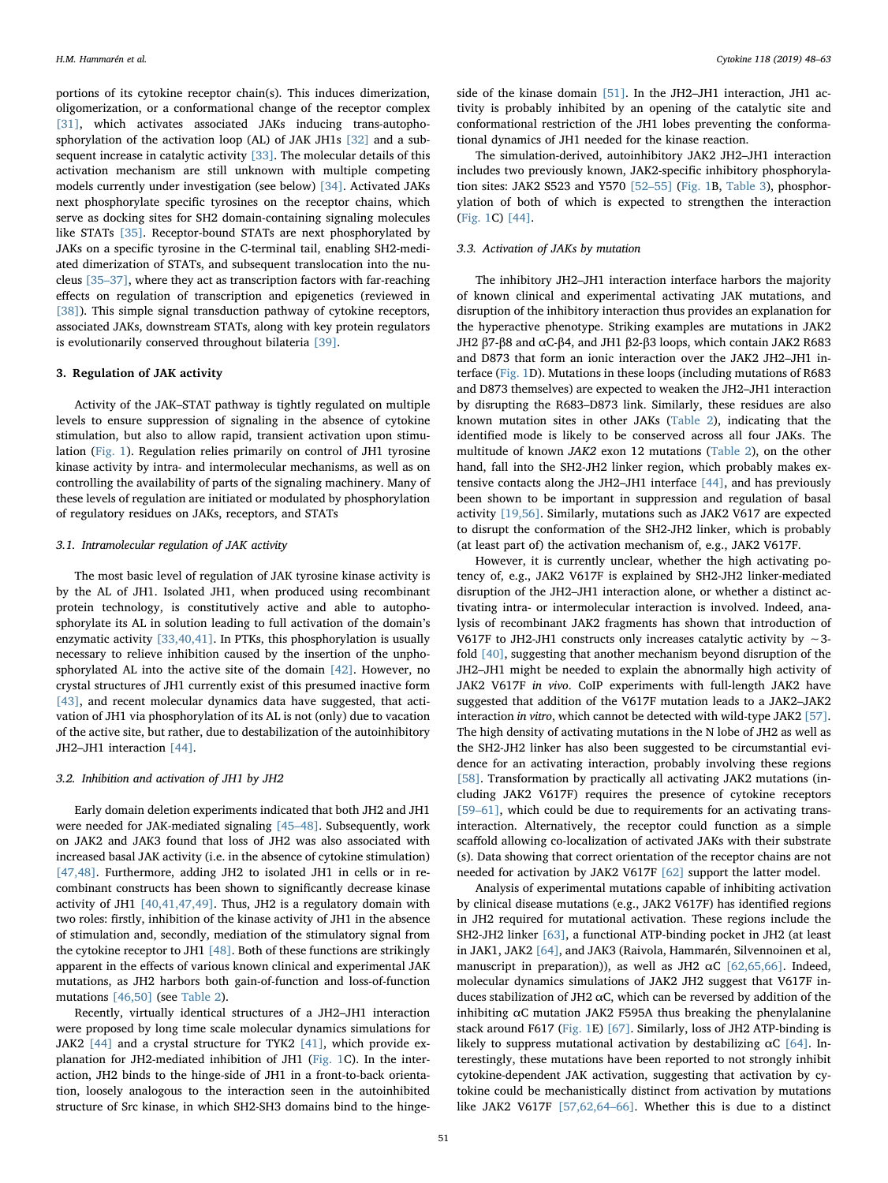portions of its cytokine receptor chain(s). This induces dimerization, oligomerization, or a conformational change of the receptor complex [31], which activates associated JAKs inducing trans-autophosphorylation of the activation loop (AL) of JAK JH1s [32] and a subsequent increase in catalytic activity [33]. The molecular details of this activation mechanism are still unknown with multiple competing models currently under investigation (see below) [34]. Activated JAKs next phosphorylate specific tyrosines on the receptor chains, which serve as docking sites for SH2 domain-containing signaling molecules like STATs [35]. Receptor-bound STATs are next phosphorylated by JAKs on a specific tyrosine in the C-terminal tail, enabling SH2-mediated dimerization of STATs, and subsequent translocation into the nucleus [35–37], where they act as transcription factors with far-reaching effects on regulation of transcription and epigenetics (reviewed in [38]). This simple signal transduction pathway of cytokine receptors, associated JAKs, downstream STATs, along with key protein regulators is evolutionarily conserved throughout bilateria [39].

## 3. Regulation of JAK activity

Activity of the JAK–STAT pathway is tightly regulated on multiple levels to ensure suppression of signaling in the absence of cytokine stimulation, but also to allow rapid, transient activation upon stimulation (Fig. 1). Regulation relies primarily on control of JH1 tyrosine kinase activity by intra- and intermolecular mechanisms, as well as on controlling the availability of parts of the signaling machinery. Many of these levels of regulation are initiated or modulated by phosphorylation of regulatory residues on JAKs, receptors, and STATs

### 3.1. Intramolecular regulation of JAK activity

The most basic level of regulation of JAK tyrosine kinase activity is by the AL of JH1. Isolated JH1, when produced using recombinant protein technology, is constitutively active and able to autophosphorylate its AL in solution leading to full activation of the domain's enzymatic activity [33,40,41]. In PTKs, this phosphorylation is usually necessary to relieve inhibition caused by the insertion of the unphosphorylated AL into the active site of the domain [42]. However, no crystal structures of JH1 currently exist of this presumed inactive form [43], and recent molecular dynamics data have suggested, that activation of JH1 via phosphorylation of its AL is not (only) due to vacation of the active site, but rather, due to destabilization of the autoinhibitory JH2–JH1 interaction [44].

### 3.2. Inhibition and activation of JH1 by JH2

Early domain deletion experiments indicated that both JH2 and JH1 were needed for JAK-mediated signaling [45–48]. Subsequently, work on JAK2 and JAK3 found that loss of JH2 was also associated with increased basal JAK activity (i.e. in the absence of cytokine stimulation) [47,48]. Furthermore, adding JH2 to isolated JH1 in cells or in recombinant constructs has been shown to significantly decrease kinase activity of JH1 [40,41,47,49]. Thus, JH2 is a regulatory domain with two roles: firstly, inhibition of the kinase activity of JH1 in the absence of stimulation and, secondly, mediation of the stimulatory signal from the cytokine receptor to JH1 [48]. Both of these functions are strikingly apparent in the effects of various known clinical and experimental JAK mutations, as JH2 harbors both gain-of-function and loss-of-function mutations [46,50] (see Table 2).

Recently, virtually identical structures of a JH2–JH1 interaction were proposed by long time scale molecular dynamics simulations for JAK2 [44] and a crystal structure for TYK2 [41], which provide explanation for JH2-mediated inhibition of JH1 (Fig. 1C). In the interaction, JH2 binds to the hinge-side of JH1 in a front-to-back orientation, loosely analogous to the interaction seen in the autoinhibited structure of Src kinase, in which SH2-SH3 domains bind to the hinge-side of the kinase domain [51]. In the JH2–JH1 interaction, JH1 activity is probably inhibited by an opening of the catalytic site and conformational restriction of the JH1 lobes preventing the conformational dynamics of JH1 needed for the kinase reaction.

The simulation-derived, autoinhibitory JAK2 JH2–JH1 interaction includes two previously known, JAK2-specific inhibitory phosphorylation sites: JAK2 S523 and Y570 [52–55] (Fig. 1B, Table 3), phosphorylation of both of which is expected to strengthen the interaction (Fig. 1C) [44].

### 3.3. Activation of JAKs by mutation

The inhibitory JH2–JH1 interaction interface harbors the majority of known clinical and experimental activating JAK mutations, and disruption of the inhibitory interaction thus provides an explanation for the hyperactive phenotype. Striking examples are mutations in JAK2 JH2 β7-β8 and αC-β4, and JH1 β2-β3 loops, which contain JAK2 R683 and D873 that form an ionic interaction over the JAK2 JH2–JH1 interface (Fig. 1D). Mutations in these loops (including mutations of R683 and D873 themselves) are expected to weaken the JH2–JH1 interaction by disrupting the R683–D873 link. Similarly, these residues are also known mutation sites in other JAKs (Table 2), indicating that the identified mode is likely to be conserved across all four JAKs. The multitude of known *JAK2* exon 12 mutations (Table 2), on the other hand, fall into the SH2-JH2 linker region, which probably makes extensive contacts along the JH2–JH1 interface [44], and has previously been shown to be important in suppression and regulation of basal activity [19,56]. Similarly, mutations such as JAK2 V617 are expected to disrupt the conformation of the SH2-JH2 linker, which is probably (at least part of) the activation mechanism of, e.g., JAK2 V617F.

However, it is currently unclear, whether the high activating potency of, e.g., JAK2 V617F is explained by SH2-JH2 linker-mediated disruption of the JH2–JH1 interaction alone, or whether a distinct activating intra- or intermolecular interaction is involved. Indeed, analysis of recombinant JAK2 fragments has shown that introduction of V617F to JH2-JH1 constructs only increases catalytic activity by ~3-fold [40], suggesting that another mechanism beyond disruption of the JH2–JH1 might be needed to explain the abnormally high activity of JAK2 V617F *in vivo*. CoIP experiments with full-length JAK2 have suggested that addition of the V617F mutation leads to a JAK2–JAK2 interaction *in vitro*, which cannot be detected with wild-type JAK2 [57]. The high density of activating mutations in the N lobe of JH2 as well as the SH2-JH2 linker has also been suggested to be circumstantial evidence for an activating interaction, probably involving these regions [58]. Transformation by practically all activating JAK2 mutations (including JAK2 V617F) requires the presence of cytokine receptors [59–61], which could be due to requirements for an activating trans-interaction. Alternatively, the receptor could function as a simple scaffold allowing co-localization of activated JAKs with their substrate (s). Data showing that correct orientation of the receptor chains are not needed for activation by JAK2 V617F [62] support the latter model.

Analysis of experimental mutations capable of inhibiting activation by clinical disease mutations (e.g., JAK2 V617F) has identified regions in JH2 required for mutational activation. These regions include the SH2-JH2 linker [63], a functional ATP-binding pocket in JH2 (at least in JAK1, JAK2 [64], and JAK3 (Raivola, Hammarén, Silvennoinen et al, manuscript in preparation)), as well as JH2 αC [62,65,66]. Indeed, molecular dynamics simulations of JAK2 JH2 suggest that V617F induces stabilization of JH2 αC, which can be reversed by addition of the inhibiting αC mutation JAK2 F595A thus breaking the phenylalanine stack around F617 (Fig. 1E) [67]. Similarly, loss of JH2 ATP-binding is likely to suppress mutational activation by destabilizing αC [64]. Interestingly, these mutations have been reported to not strongly inhibit cytokine-dependent JAK activation, suggesting that activation by cytokine could be mechanistically distinct from activation by mutations like JAK2 V617F [57,62,64–66]. Whether this is due to a distinct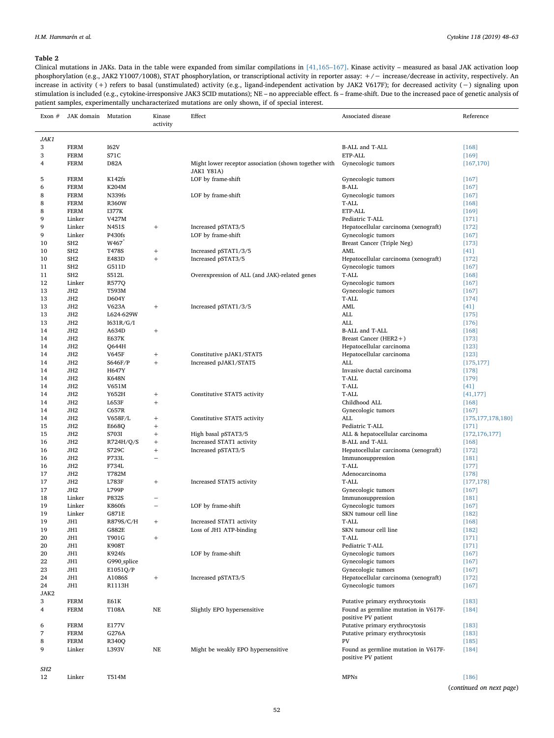**Table 2**

Clinical mutations in JAKs. Data in the table were expanded from similar compilations in [41,165–167]. Kinase activity – measured as basal JAK activation loop phosphorylation (e.g., JAK2 Y1007/1008), STAT phosphorylation, or transcriptional activity in reporter assay: +/− increase/decrease in activity, respectively. An increase in activity (+) refers to basal (unstimulated) activity (e.g., ligand-independent activation by JAK2 V617F); for decreased activity (−) signaling upon stimulation is included (e.g., cytokine-irresponsive JAK3 SCID mutations); NE – no appreciable effect. fs – frame-shift. Due to the increased pace of genetic analysis of patient samples, experimentally uncharacterized mutations are only shown, if of special interest.

| Exon # | JAK domain | Mutation | Kinase activity | Effect | Associated disease | Reference |
|---|---|---|---|---|---|---|
| *JAK1* | | | | | | |
| 3 | FERM | I62V | | | B-ALL and T-ALL | [168] |
| 3 | FERM | S71C | | | ETP-ALL | [169] |
| 4 | FERM | D82A | | Might lower receptor association (shown together with JAK1 Y81A) | Gynecologic tumors | [167,170] |
| 5 | FERM | K142fs | | LOF by frame-shift | Gynecologic tumors | [167] |
| 6 | FERM | K204M | | | B-ALL | [167] |
| 8 | FERM | N339fs | | LOF by frame-shift | Gynecologic tumors | [167] |
| 8 | FERM | R360W | | | T-ALL | [168] |
| 8 | FERM | I377K | | | ETP-ALL | [169] |
| 9 | Linker | V427M | | | Pediatric T-ALL | [171] |
| 9 | Linker | N451S | + | Increased pSTAT3/5 | Hepatocellular carcinoma (xenograft) | [172] |
| 9 | Linker | P430fs | | LOF by frame-shift | Gynecologic tumors | [167] |
| 10 | SH2 | W467* | | | Breast Cancer (Triple Neg) | [173] |
| 10 | SH2 | T478S | + | Increased pSTAT1/3/5 | AML | [41] |
| 10 | SH2 | E483D | + | Increased pSTAT3/5 | Hepatocellular carcinoma (xenograft) | [172] |
| 11 | SH2 | G511D | | | Gynecologic tumors | [167] |
| 11 | SH2 | S512L | | Overexpression of ALL (and JAK)-related genes | T-ALL | [168] |
| 12 | Linker | R577Q | | | Gynecologic tumors | [167] |
| 13 | JH2 | T593M | | | Gynecologic tumors | [167] |
| 13 | JH2 | D604Y | | | T-ALL | [174] |
| 13 | JH2 | V623A | + | Increased pSTAT1/3/5 | AML | [41] |
| 13 | JH2 | L624-629W | | | ALL | [175] |
| 13 | JH2 | I631R/G/I | | | ALL | [176] |
| 14 | JH2 | A634D | + | | B-ALL and T-ALL | [168] |
| 14 | JH2 | E637K | | | Breast Cancer (HER2+) | [173] |
| 14 | JH2 | Q644H | | | Hepatocellular carcinoma | [123] |
| 14 | JH2 | V645F | + | Constitutive pJAK1/STAT5 | Hepatocellular carcinoma | [123] |
| 14 | JH2 | S646F/P | + | Increased pJAK1/STAT5 | ALL | [175,177] |
| 14 | JH2 | H647Y | | | Invasive ductal carcinoma | [178] |
| 14 | JH2 | K648N | | | T-ALL | [179] |
| 14 | JH2 | V651M | | | T-ALL | [41] |
| 14 | JH2 | Y652H | + | Constitutive STAT5 activity | T-ALL | [41,177] |
| 14 | JH2 | L653F | + | | Childhood ALL | [168] |
| 14 | JH2 | C657R | | | Gynecologic tumors | [167] |
| 14 | JH2 | V658F/L | + | Constitutive STAT5 activity | ALL | [175,177,178,180] |
| 15 | JH2 | E668Q | + | | Pediatric T-ALL | [171] |
| 15 | JH2 | S703I | + | High basal pSTAT3/5 | ALL & hepatocellular carcinoma | [172,176,177] |
| 16 | JH2 | R724H/Q/S | + | Increased STAT1 activity | B-ALL and T-ALL | [168] |
| 16 | JH2 | S729C | + | Increased pSTAT3/5 | Hepatocellular carcinoma (xenograft) | [172] |
| 16 | JH2 | P733L | − | | Immunosuppression | [181] |
| 16 | JH2 | F734L | | | T-ALL | [177] |
| 17 | JH2 | T782M | | | Adenocarcinoma | [178] |
| 17 | JH2 | L783F | + | Increased STAT5 activity | T-ALL | [177,178] |
| 17 | JH2 | L799P | | | Gynecologic tumors | [167] |
| 18 | Linker | P832S | − | | Immunosuppression | [181] |
| 19 | Linker | K860fs | − | LOF by frame-shift | Gynecologic tumors | [167] |
| 19 | Linker | G871E | | | SKN tumour cell line | [182] |
| 19 | JH1 | R879S/C/H | + | Increased STAT1 activity | T-ALL | [168] |
| 19 | JH1 | G882E | | Loss of JH1 ATP-binding | SKN tumour cell line | [182] |
| 20 | JH1 | T901G | + | | T-ALL | [171] |
| 20 | JH1 | K908T | | | Pediatric T-ALL | [171] |
| 20 | JH1 | K924fs | | LOF by frame-shift | Gynecologic tumors | [167] |
| 22 | JH1 | G990_splice | | | Gynecologic tumors | [167] |
| 23 | JH1 | E1051Q/P | | | Gynecologic tumors | [167] |
| 24 | JH1 | A1086S | + | Increased pSTAT3/5 | Hepatocellular carcinoma (xenograft) | [172] |
| 24 | JH1 | R1113H | | | Gynecologic tumors | [167] |
| JAK2 | | | | | | |
| 3 | FERM | E61K | | | Putative primary erythrocytosis | [183] |
| 4 | FERM | T108A | NE | Slightly EPO hypersensitive | Found as germline mutation in V617F-positive PV patient | [184] |
| 6 | FERM | E177V | | | Putative primary erythrocytosis | [183] |
| 7 | FERM | G276A | | | Putative primary erythrocytosis | [183] |
| 8 | FERM | R340Q | | | PV | [185] |
| 9 | Linker | L393V | NE | Might be weakly EPO hypersensitive | Found as germline mutation in V617F-positive PV patient | [184] |
| *SH2* | | | | | | |
| 12 | Linker | T514M | | | MPNs | [186] |

(*continued on next page*)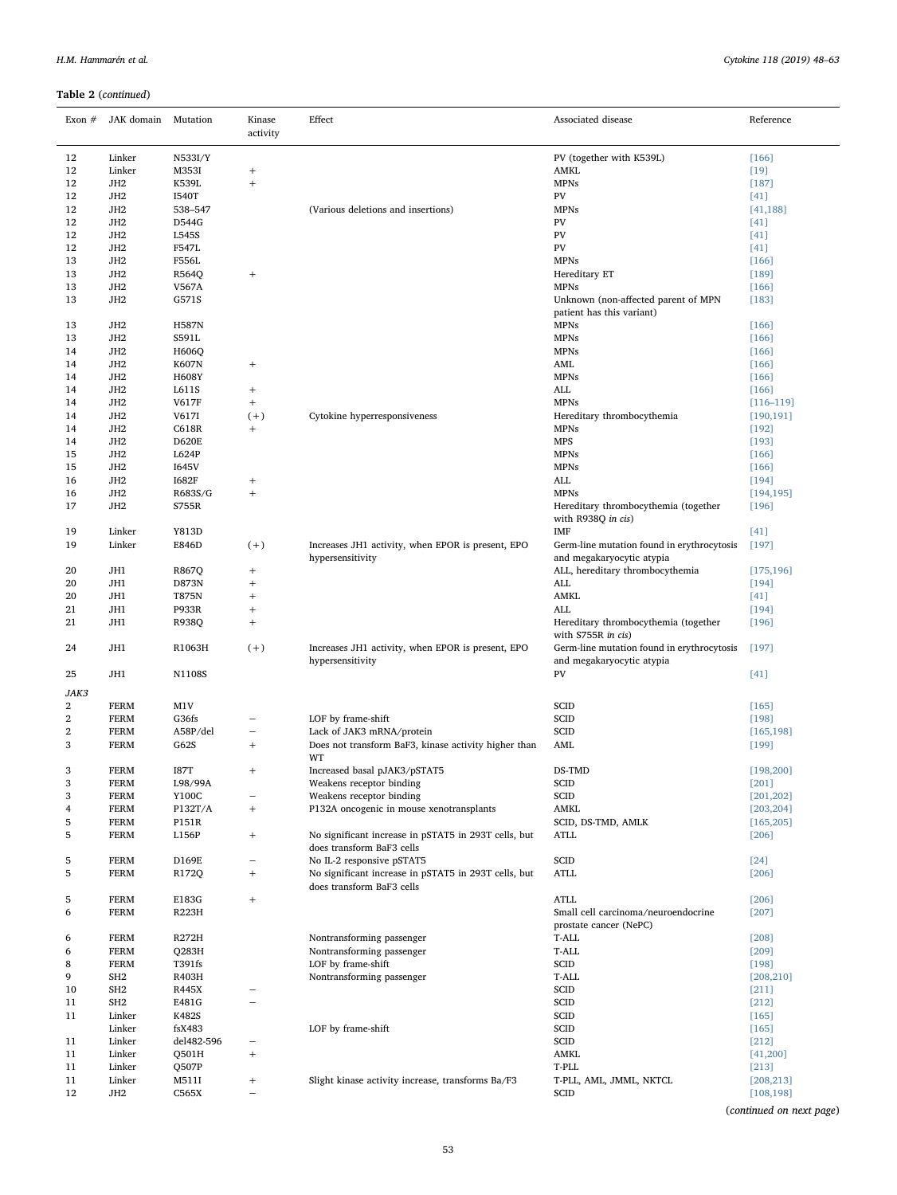**Table 2** (*continued*)

| Exon # | JAK domain | Mutation | Kinase activity | Effect | Associated disease | Reference |
|---|---|---|---|---|---|---|
| 12 | Linker | N533I/Y | | | PV (together with K539L) | [166] |
| 12 | Linker | M353I | + | | AMKL | [19] |
| 12 | JH2 | K539L | + | | MPNs | [187] |
| 12 | JH2 | I540T | | | PV | [41] |
| 12 | JH2 | 538–547 | | (Various deletions and insertions) | MPNs | [41,188] |
| 12 | JH2 | D544G | | | PV | [41] |
| 12 | JH2 | L545S | | | PV | [41] |
| 12 | JH2 | F547L | | | PV | [41] |
| 13 | JH2 | F556L | | | MPNs | [166] |
| 13 | JH2 | R564Q | + | | Hereditary ET | [189] |
| 13 | JH2 | V567A | | | MPNs | [166] |
| 13 | JH2 | G571S | | | Unknown (non-affected parent of MPN patient has this variant) | [183] |
| 13 | JH2 | H587N | | | MPNs | [166] |
| 13 | JH2 | S591L | | | MPNs | [166] |
| 14 | JH2 | H606Q | | | MPNs | [166] |
| 14 | JH2 | K607N | + | | AML | [166] |
| 14 | JH2 | H608Y | | | MPNs | [166] |
| 14 | JH2 | L611S | + | | ALL | [166] |
| 14 | JH2 | V617F | + | | MPNs | [116–119] |
| 14 | JH2 | V617I | (+) | Cytokine hyperresponsiveness | Hereditary thrombocythemia | [190,191] |
| 14 | JH2 | C618R | + | | MPNs | [192] |
| 14 | JH2 | D620E | | | MPS | [193] |
| 15 | JH2 | L624P | | | MPNs | [166] |
| 15 | JH2 | I645V | | | MPNs | [166] |
| 16 | JH2 | I682F | + | | ALL | [194] |
| 16 | JH2 | R683S/G | + | | MPNs | [194,195] |
| 17 | JH2 | S755R | | | Hereditary thrombocythemia (together with R938Q *in cis*) | [196] |
| 19 | Linker | Y813D | | | IMF | [41] |
| 19 | Linker | E846D | (+) | Increases JH1 activity, when EPOR is present, EPO hypersensitivity | Germ-line mutation found in erythrocytosis and megakaryocytic atypia | [197] |
| 20 | JH1 | R867Q | + | | ALL, hereditary thrombocythemia | [175,196] |
| 20 | JH1 | D873N | + | | ALL | [194] |
| 20 | JH1 | T875N | + | | AMKL | [41] |
| 21 | JH1 | P933R | + | | ALL | [194] |
| 21 | JH1 | R938Q | + | | Hereditary thrombocythemia (together with S755R *in cis*) | [196] |
| 24 | JH1 | R1063H | (+) | Increases JH1 activity, when EPOR is present, EPO hypersensitivity | Germ-line mutation found in erythrocytosis and megakaryocytic atypia | [197] |
| 25 | JH1 | N1108S | | | PV | [41] |
| *JAK3* | | | | | | |
| 2 | FERM | M1V | | | SCID | [165] |
| 2 | FERM | G36fs | − | LOF by frame-shift | SCID | [198] |
| 2 | FERM | A58P/del | − | Lack of JAK3 mRNA/protein | SCID | [165,198] |
| 3 | FERM | G62S | + | Does not transform BaF3, kinase activity higher than WT | AML | [199] |
| 3 | FERM | I87T | + | Increased basal pJAK3/pSTAT5 | DS-TMD | [198,200] |
| 3 | FERM | L98/99A | | Weakens receptor binding | SCID | [201] |
| 3 | FERM | Y100C | − | Weakens receptor binding | SCID | [201,202] |
| 4 | FERM | P132T/A | + | P132A oncogenic in mouse xenotransplants | AMKL | [203,204] |
| 5 | FERM | P151R | | | SCID, DS-TMD, AMLK | [165,205] |
| 5 | FERM | L156P | + | No significant increase in pSTAT5 in 293T cells, but does transform BaF3 cells | ATLL | [206] |
| 5 | FERM | D169E | − | No IL-2 responsive pSTAT5 | SCID | [24] |
| 5 | FERM | R172Q | + | No significant increase in pSTAT5 in 293T cells, but does transform BaF3 cells | ATLL | [206] |
| 5 | FERM | E183G | + | | ATLL | [206] |
| 6 | FERM | R223H | | | Small cell carcinoma/neuroendocrine prostate cancer (NePC) | [207] |
| 6 | FERM | R272H | | Nontransforming passenger | T-ALL | [208] |
| 6 | FERM | Q283H | | Nontransforming passenger | T-ALL | [209] |
| 8 | FERM | T391fs | | LOF by frame-shift | SCID | [198] |
| 9 | SH2 | R403H | | Nontransforming passenger | T-ALL | [208,210] |
| 10 | SH2 | R445X | − | | SCID | [211] |
| 11 | SH2 | E481G | − | | SCID | [212] |
| 11 | Linker | K482S | | | SCID | [165] |
| | Linker | fsX483 | | LOF by frame-shift | SCID | [165] |
| 11 | Linker | del482-596 | − | | SCID | [212] |
| 11 | Linker | Q501H | + | | AMKL | [41,200] |
| 11 | Linker | Q507P | | | T-PLL | [213] |
| 11 | Linker | M511I | + | Slight kinase activity increase, transforms Ba/F3 | T-PLL, AML, JMML, NKTCL | [208,213] |
| 12 | JH2 | C565X | − | | SCID | [108,198] |

(*continued on next page*)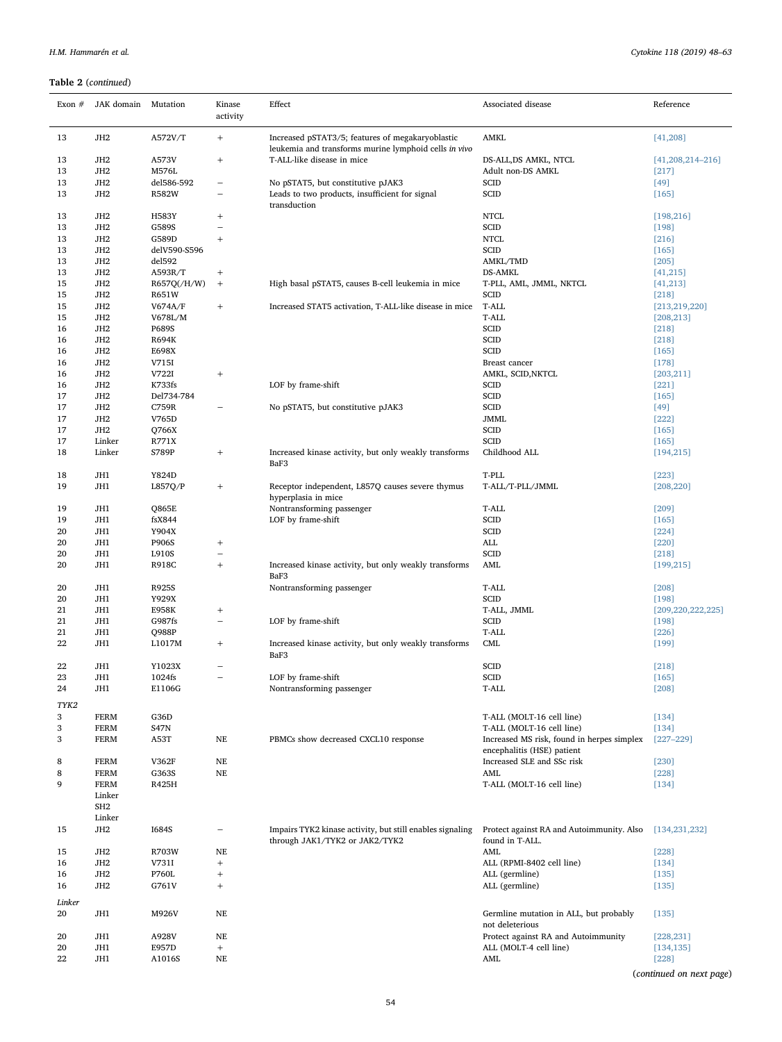**Table 2** (*continued*)

| Exon # | JAK domain | Mutation | Kinase activity | Effect | Associated disease | Reference |
|---|---|---|---|---|---|---|
| 13 | JH2 | A572V/T | + | Increased pSTAT3/5; features of megakaryoblastic leukemia and transforms murine lymphoid cells *in vivo* | AMKL | [41,208] |
| 13 | JH2 | A573V | + | T-ALL-like disease in mice | DS-ALL,DS AMKL, NTCL | [41,208,214–216] |
| 13 | JH2 | M576L | | | Adult non-DS AMKL | [217] |
| 13 | JH2 | del586-592 | − | No pSTAT5, but constitutive pJAK3 | SCID | [49] |
| 13 | JH2 | R582W | − | Leads to two products, insufficient for signal transduction | SCID | [165] |
| 13 | JH2 | H583Y | + | | NTCL | [198,216] |
| 13 | JH2 | G589S | − | | SCID | [198] |
| 13 | JH2 | G589D | + | | NTCL | [216] |
| 13 | JH2 | delV590-S596 | | | SCID | [165] |
| 13 | JH2 | del592 | | | AMKL/TMD | [205] |
| 13 | JH2 | A593R/T | + | | DS-AMKL | [41,215] |
| 15 | JH2 | R657Q(/H/W) | + | High basal pSTAT5, causes B-cell leukemia in mice | T-PLL, AML, JMML, NKTCL | [41,213] |
| 15 | JH2 | R651W | | | SCID | [218] |
| 15 | JH2 | V674A/F | + | Increased STAT5 activation, T-ALL-like disease in mice | T-ALL | [213,219,220] |
| 15 | JH2 | V678L/M | | | T-ALL | [208,213] |
| 16 | JH2 | P689S | | | SCID | [218] |
| 16 | JH2 | R694K | | | SCID | [218] |
| 16 | JH2 | E698X | | | SCID | [165] |
| 16 | JH2 | V715I | | | Breast cancer | [178] |
| 16 | JH2 | V722I | + | | AMKL, SCID,NKTCL | [203,211] |
| 16 | JH2 | K733fs | | LOF by frame-shift | SCID | [221] |
| 17 | JH2 | Del734-784 | | | SCID | [165] |
| 17 | JH2 | C759R | − | No pSTAT5, but constitutive pJAK3 | SCID | [49] |
| 17 | JH2 | V765D | | | JMML | [222] |
| 17 | JH2 | Q766X | | | SCID | [165] |
| 17 | Linker | R771X | | | SCID | [165] |
| 18 | Linker | S789P | + | Increased kinase activity, but only weakly transforms BaF3 | Childhood ALL | [194,215] |
| 18 | JH1 | Y824D | | | T-PLL | [223] |
| 19 | JH1 | L857Q/P | + | Receptor independent, L857Q causes severe thymus hyperplasia in mice | T-ALL/T-PLL/JMML | [208,220] |
| 19 | JH1 | Q865E | | Nontransforming passenger | T-ALL | [209] |
| 19 | JH1 | fsX844 | | LOF by frame-shift | SCID | [165] |
| 20 | JH1 | Y904X | | | SCID | [224] |
| 20 | JH1 | P906S | + | | ALL | [220] |
| 20 | JH1 | L910S | − | | SCID | [218] |
| 20 | JH1 | R918C | + | Increased kinase activity, but only weakly transforms BaF3 | AML | [199,215] |
| 20 | JH1 | R925S | | Nontransforming passenger | T-ALL | [208] |
| 20 | JH1 | Y929X | | | SCID | [198] |
| 21 | JH1 | E958K | + | | T-ALL, JMML | [209,220,222,225] |
| 21 | JH1 | G987fs | − | LOF by frame-shift | SCID | [198] |
| 21 | JH1 | Q988P | | | T-ALL | [226] |
| 22 | JH1 | L1017M | + | Increased kinase activity, but only weakly transforms BaF3 | CML | [199] |
| 22 | JH1 | Y1023X | − | | SCID | [218] |
| 23 | JH1 | 1024fs | − | LOF by frame-shift | SCID | [165] |
| 24 | JH1 | E1106G | | Nontransforming passenger | T-ALL | [208] |
| *TYK2* | | | | | | |
| 3 | FERM | G36D | | | T-ALL (MOLT-16 cell line) | [134] |
| 3 | FERM | S47N | | | T-ALL (MOLT-16 cell line) | [134] |
| 3 | FERM | A53T | NE | PBMCs show decreased CXCL10 response | Increased MS risk, found in herpes simplex encephalitis (HSE) patient | [227–229] |
| 8 | FERM | V362F | NE | | Increased SLE and SSc risk | [230] |
| 8 | FERM | G363S | NE | | AML | [228] |
| 9 | FERM Linker SH2 Linker | R425H | | | T-ALL (MOLT-16 cell line) | [134] |
| 15 | JH2 | I684S | − | Impairs TYK2 kinase activity, but still enables signaling through JAK1/TYK2 or JAK2/TYK2 | Protect against RA and Autoimmunity. Also found in T-ALL. | [134,231,232] |
| 15 | JH2 | R703W | NE | | AML | [228] |
| 16 | JH2 | V731I | + | | ALL (RPMI-8402 cell line) | [134] |
| 16 | JH2 | P760L | + | | ALL (germline) | [135] |
| 16 | JH2 | G761V | + | | ALL (germline) | [135] |
| *Linker* | | | | | | |
| 20 | JH1 | M926V | NE | | Germline mutation in ALL, but probably not deleterious | [135] |
| 20 | JH1 | A928V | NE | | Protect against RA and Autoimmunity | [228,231] |
| 20 | JH1 | E957D | + | | ALL (MOLT-4 cell line) | [134,135] |
| 22 | JH1 | A1016S | NE | | AML | [228] |

(*continued on next page*)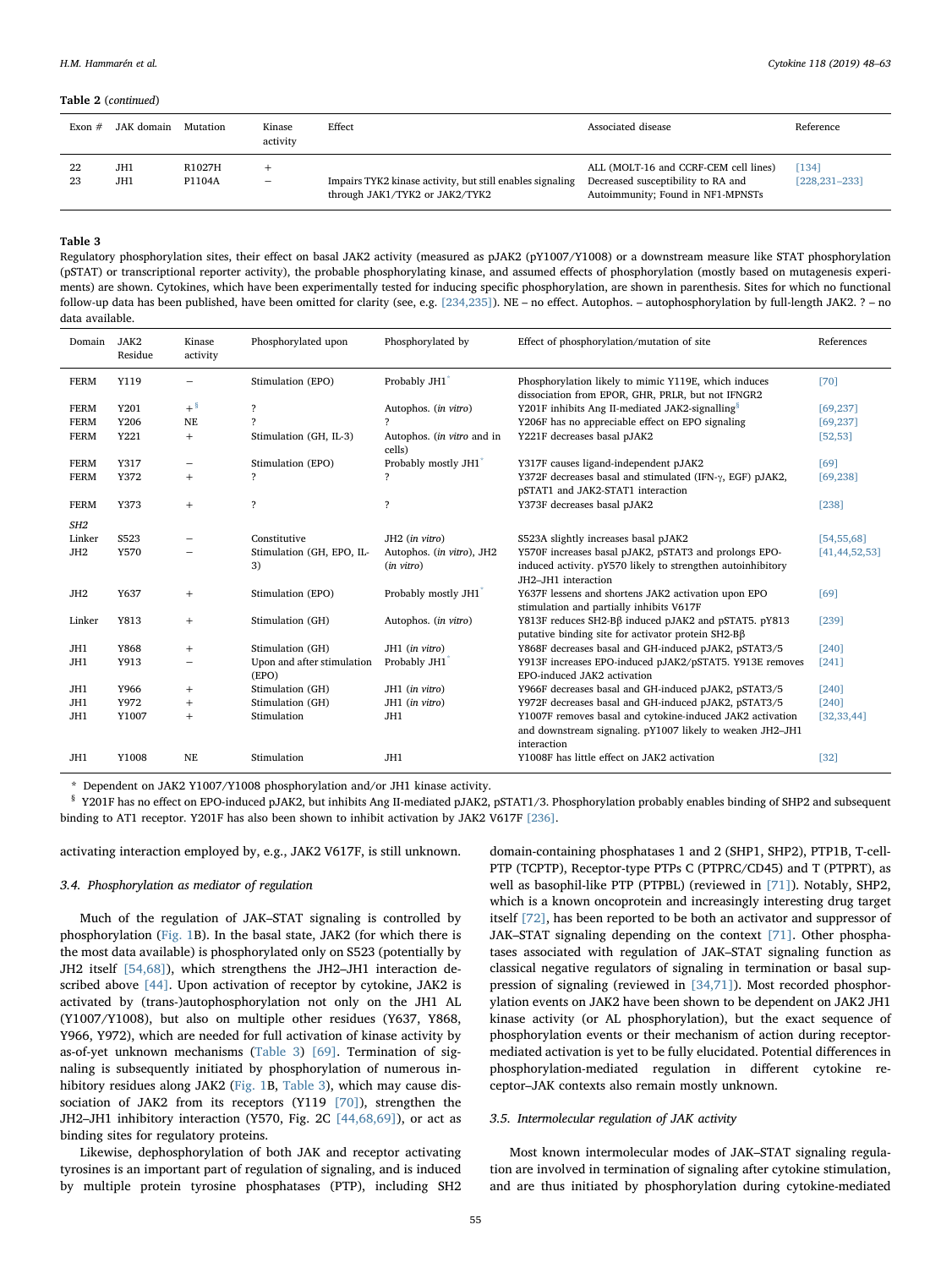**Table 2** (*continued*)

| Exon # | JAK domain | Mutation | Kinase activity | Effect | Associated disease | Reference |
|---|---|---|---|---|---|---|
| 22 | JH1 | R1027H | + | | ALL (MOLT-16 and CCRF-CEM cell lines) | [134] |
| 23 | JH1 | P1104A | − | Impairs TYK2 kinase activity, but still enables signaling through JAK1/TYK2 or JAK2/TYK2 | Decreased susceptibility to RA and Autoimmunity; Found in NF1-MPNSTs | [228,231–233] |

**Table 3**
Regulatory phosphorylation sites, their effect on basal JAK2 activity (measured as pJAK2 (pY1007/Y1008) or a downstream measure like STAT phosphorylation (pSTAT) or transcriptional reporter activity), the probable phosphorylating kinase, and assumed effects of phosphorylation (mostly based on mutagenesis experiments) are shown. Cytokines, which have been experimentally tested for inducing specific phosphorylation, are shown in parenthesis. Sites for which no functional follow-up data has been published, have been omitted for clarity (see, e.g. [234,235]). NE – no effect. Autophos. – autophosphorylation by full-length JAK2. ? – no data available.

| Domain | JAK2 Residue | Kinase activity | Phosphorylated upon | Phosphorylated by | Effect of phosphorylation/mutation of site | References |
|---|---|---|---|---|---|---|
| FERM | Y119 | − | Stimulation (EPO) | Probably JH1* | Phosphorylation likely to mimic Y119E, which induces dissociation from EPOR, GHR, PRLR, but not IFNGR2 | [70] |
| FERM | Y201 | +§ | ? | Autophos. (*in vitro*) | Y201F inhibits Ang II-mediated JAK2-signalling§ | [69,237] |
| FERM | Y206 | NE | ? | ? | Y206F has no appreciable effect on EPO signaling | [69,237] |
| FERM | Y221 | + | Stimulation (GH, IL-3) | Autophos. (*in vitro* and in cells) | Y221F decreases basal pJAK2 | [52,53] |
| FERM | Y317 | − | Stimulation (EPO) | Probably mostly JH1* | Y317F causes ligand-independent pJAK2 | [69] |
| FERM | Y372 | + | ? | ? | Y372F decreases basal and stimulated (IFN-γ, EGF) pJAK2, pSTAT1 and JAK2-STAT1 interaction | [69,238] |
| FERM | Y373 | + | ? | ? | Y373F decreases basal pJAK2 | [238] |
| *SH2* | | | | | | |
| Linker | S523 | − | Constitutive | JH2 (*in vitro*) | S523A slightly increases basal pJAK2 | [54,55,68] |
| JH2 | Y570 | − | Stimulation (GH, EPO, IL-3) | Autophos. (*in vitro*), JH2 (*in vitro*) | Y570F increases basal pJAK2, pSTAT3 and prolongs EPO-induced activity. pY570 likely to strengthen autoinhibitory JH2–JH1 interaction | [41,44,52,53] |
| JH2 | Y637 | + | Stimulation (EPO) | Probably mostly JH1* | Y637F lessens and shortens JAK2 activation upon EPO stimulation and partially inhibits V617F | [69] |
| Linker | Y813 | + | Stimulation (GH) | Autophos. (*in vitro*) | Y813F reduces SH2-Bβ induced pJAK2 and pSTAT5. pY813 putative binding site for activator protein SH2-Bβ | [239] |
| JH1 | Y868 | + | Stimulation (GH) | JH1 (*in vitro*) | Y868F decreases basal and GH-induced pJAK2, pSTAT3/5 | [240] |
| JH1 | Y913 | − | Upon and after stimulation (EPO) | Probably JH1* | Y913F increases EPO-induced pJAK2/pSTAT5. Y913E removes EPO-induced JAK2 activation | [241] |
| JH1 | Y966 | + | Stimulation (GH) | JH1 (*in vitro*) | Y966F decreases basal and GH-induced pJAK2, pSTAT3/5 | [240] |
| JH1 | Y972 | + | Stimulation (GH) | JH1 (*in vitro*) | Y972F decreases basal and GH-induced pJAK2, pSTAT3/5 | [240] |
| JH1 | Y1007 | + | Stimulation | JH1 | Y1007F removes basal and cytokine-induced JAK2 activation and downstream signaling. pY1007 likely to weaken JH2–JH1 interaction | [32,33,44] |
| JH1 | Y1008 | NE | Stimulation | JH1 | Y1008F has little effect on JAK2 activation | [32] |

\* Dependent on JAK2 Y1007/Y1008 phosphorylation and/or JH1 kinase activity.
§ Y201F has no effect on EPO-induced pJAK2, but inhibits Ang II-mediated pJAK2, pSTAT1/3. Phosphorylation probably enables binding of SHP2 and subsequent binding to AT1 receptor. Y201F has also been shown to inhibit activation by JAK2 V617F [236].

activating interaction employed by, e.g., JAK2 V617F, is still unknown.

### 3.4. Phosphorylation as mediator of regulation

Much of the regulation of JAK–STAT signaling is controlled by phosphorylation (Fig. 1B). In the basal state, JAK2 (for which there is the most data available) is phosphorylated only on S523 (potentially by JH2 itself [54,68]), which strengthens the JH2–JH1 interaction described above [44]. Upon activation of receptor by cytokine, JAK2 is activated by (trans-)autophosphorylation not only on the JH1 AL (Y1007/Y1008), but also on multiple other residues (Y637, Y868, Y966, Y972), which are needed for full activation of kinase activity by as-of-yet unknown mechanisms (Table 3) [69]. Termination of signaling is subsequently initiated by phosphorylation of numerous inhibitory residues along JAK2 (Fig. 1B, Table 3), which may cause dissociation of JAK2 from its receptors (Y119 [70]), strengthen the JH2–JH1 inhibitory interaction (Y570, Fig. 2C [44,68,69]), or act as binding sites for regulatory proteins.

Likewise, dephosphorylation of both JAK and receptor activating tyrosines is an important part of regulation of signaling, and is induced by multiple protein tyrosine phosphatases (PTP), including SH2 domain-containing phosphatases 1 and 2 (SHP1, SHP2), PTP1B, T-cell-PTP (TCPTP), Receptor-type PTPs C (PTPRC/CD45) and T (PTPRT), as well as basophil-like PTP (PTPBL) (reviewed in [71]). Notably, SHP2, which is a known oncoprotein and increasingly interesting drug target itself [72], has been reported to be both an activator and suppressor of JAK–STAT signaling depending on the context [71]. Other phosphatases associated with regulation of JAK–STAT signaling function as classical negative regulators of signaling in termination or basal suppression of signaling (reviewed in [34,71]). Most recorded phosphorylation events on JAK2 have been shown to be dependent on JAK2 JH1 kinase activity (or AL phosphorylation), but the exact sequence of phosphorylation events or their mechanism of action during receptor-mediated activation is yet to be fully elucidated. Potential differences in phosphorylation-mediated regulation in different cytokine receptor–JAK contexts also remain mostly unknown.

### 3.5. Intermolecular regulation of JAK activity

Most known intermolecular modes of JAK–STAT signaling regulation are involved in termination of signaling after cytokine stimulation, and are thus initiated by phosphorylation during cytokine-mediated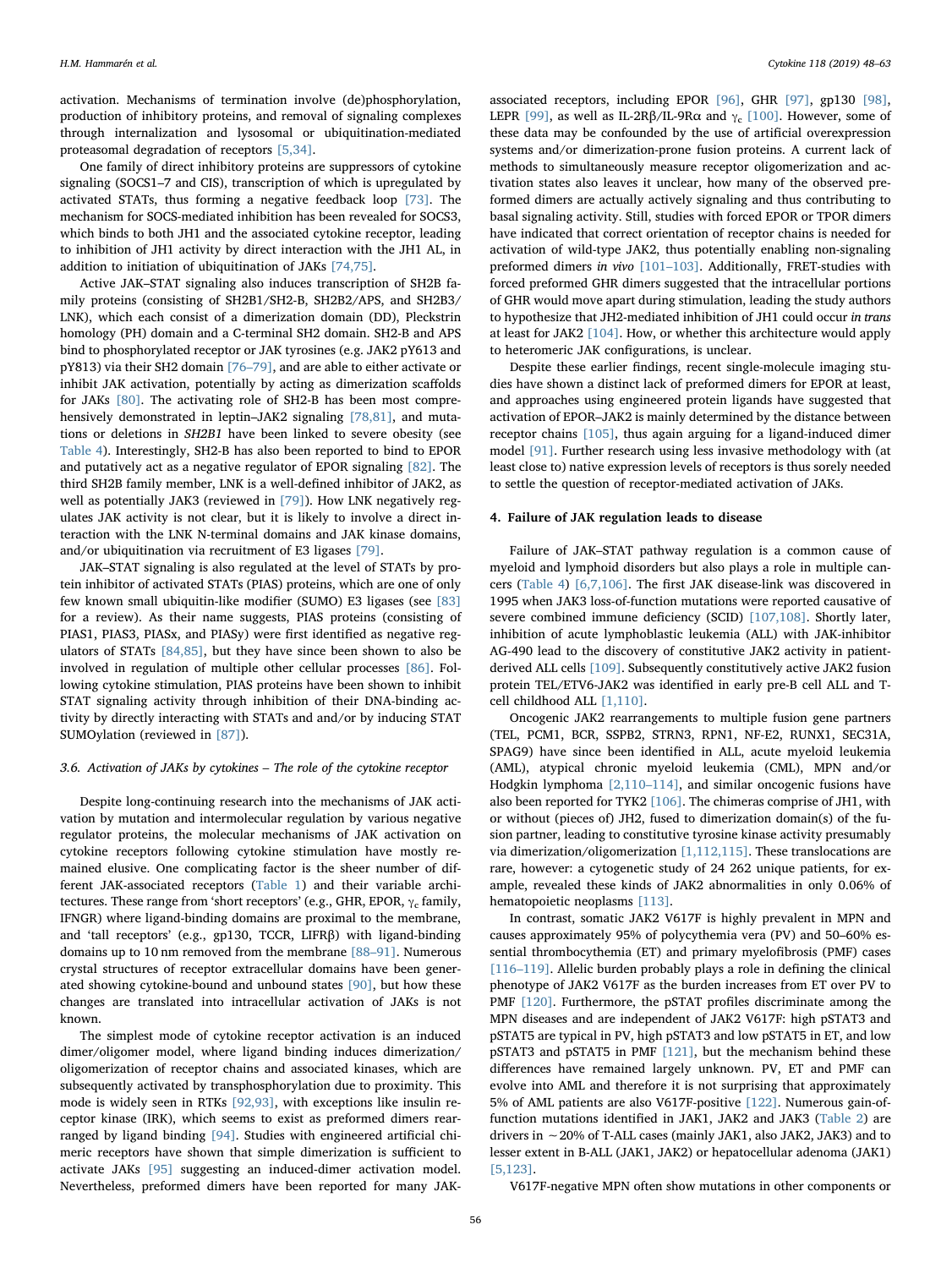activation. Mechanisms of termination involve (de)phosphorylation, production of inhibitory proteins, and removal of signaling complexes through internalization and lysosomal or ubiquitination-mediated proteasomal degradation of receptors [5,34].

One family of direct inhibitory proteins are suppressors of cytokine signaling (SOCS1–7 and CIS), transcription of which is upregulated by activated STATs, thus forming a negative feedback loop [73]. The mechanism for SOCS-mediated inhibition has been revealed for SOCS3, which binds to both JH1 and the associated cytokine receptor, leading to inhibition of JH1 activity by direct interaction with the JH1 AL, in addition to initiation of ubiquitination of JAKs [74,75].

Active JAK–STAT signaling also induces transcription of SH2B family proteins (consisting of SH2B1/SH2-B, SH2B2/APS, and SH2B3/LNK), which each consist of a dimerization domain (DD), Pleckstrin homology (PH) domain and a C-terminal SH2 domain. SH2-B and APS bind to phosphorylated receptor or JAK tyrosines (e.g. JAK2 pY613 and pY813) via their SH2 domain [76–79], and are able to either activate or inhibit JAK activation, potentially by acting as dimerization scaffolds for JAKs [80]. The activating role of SH2-B has been most comprehensively demonstrated in leptin–JAK2 signaling [78,81], and mutations or deletions in *SH2B1* have been linked to severe obesity (see Table 4). Interestingly, SH2-B has also been reported to bind to EPOR and putatively act as a negative regulator of EPOR signaling [82]. The third SH2B family member, LNK is a well-defined inhibitor of JAK2, as well as potentially JAK3 (reviewed in [79]). How LNK negatively regulates JAK activity is not clear, but it is likely to involve a direct interaction with the LNK N-terminal domains and JAK kinase domains, and/or ubiquitination via recruitment of E3 ligases [79].

JAK–STAT signaling is also regulated at the level of STATs by protein inhibitor of activated STATs (PIAS) proteins, which are one of only few known small ubiquitin-like modifier (SUMO) E3 ligases (see [83] for a review). As their name suggests, PIAS proteins (consisting of PIAS1, PIAS3, PIASx, and PIASy) were first identified as negative regulators of STATs [84,85], but they have since been shown to also be involved in regulation of multiple other cellular processes [86]. Following cytokine stimulation, PIAS proteins have been shown to inhibit STAT signaling activity through inhibition of their DNA-binding activity by directly interacting with STATs and/or by inducing STAT SUMOylation (reviewed in [87]).

### 3.6. Activation of JAKs by cytokines – The role of the cytokine receptor

Despite long-continuing research into the mechanisms of JAK activation by mutation and intermolecular regulation by various negative regulator proteins, the molecular mechanisms of JAK activation on cytokine receptors following cytokine stimulation have mostly remained elusive. One complicating factor is the sheer number of different JAK-associated receptors (Table 1) and their variable architectures. These range from 'short receptors' (e.g., GHR, EPOR, $\gamma_c$ family, IFNGR) where ligand-binding domains are proximal to the membrane, and 'tall receptors' (e.g., gp130, TCCR, LIFRβ) with ligand-binding domains up to 10 nm removed from the membrane [88–91]. Numerous crystal structures of receptor extracellular domains have been generated showing cytokine-bound and unbound states [90], but how these changes are translated into intracellular activation of JAKs is not known.

The simplest mode of cytokine receptor activation is an induced dimer/oligomer model, where ligand binding induces dimerization/oligomerization of receptor chains and associated kinases, which are subsequently activated by transphosphorylation due to proximity. This mode is widely seen in RTKs [92,93], with exceptions like insulin receptor kinase (IRK), which seems to exist as preformed dimers rearranged by ligand binding [94]. Studies with engineered artificial chimeric receptors have shown that simple dimerization is sufficient to activate JAKs [95] suggesting an induced-dimer activation model. Nevertheless, preformed dimers have been reported for many JAK-associated receptors, including EPOR [96], GHR [97], gp130 [98], LEPR [99], as well as IL-2Rβ/IL-9Rα and $\gamma_c$ [100]. However, some of these data may be confounded by the use of artificial overexpression systems and/or dimerization-prone fusion proteins. A current lack of methods to simultaneously measure receptor oligomerization and activation states also leaves it unclear, how many of the observed preformed dimers are actually actively signaling and thus contributing to basal signaling activity. Still, studies with forced EPOR or TPOR dimers have indicated that correct orientation of receptor chains is needed for activation of wild-type JAK2, thus potentially enabling non-signaling preformed dimers *in vivo* [101–103]. Additionally, FRET-studies with forced preformed GHR dimers suggested that the intracellular portions of GHR would move apart during stimulation, leading the study authors to hypothesize that JH2-mediated inhibition of JH1 could occur *in trans* at least for JAK2 [104]. How, or whether this architecture would apply to heteromeric JAK configurations, is unclear.

Despite these earlier findings, recent single-molecule imaging studies have shown a distinct lack of preformed dimers for EPOR at least, and approaches using engineered protein ligands have suggested that activation of EPOR–JAK2 is mainly determined by the distance between receptor chains [105], thus again arguing for a ligand-induced dimer model [91]. Further research using less invasive methodology with (at least close to) native expression levels of receptors is thus sorely needed to settle the question of receptor-mediated activation of JAKs.

## 4. Failure of JAK regulation leads to disease

Failure of JAK–STAT pathway regulation is a common cause of myeloid and lymphoid disorders but also plays a role in multiple cancers (Table 4) [6,7,106]. The first JAK disease-link was discovered in 1995 when JAK3 loss-of-function mutations were reported causative of severe combined immune deficiency (SCID) [107,108]. Shortly later, inhibition of acute lymphoblastic leukemia (ALL) with JAK-inhibitor AG-490 lead to the discovery of constitutive JAK2 activity in patient-derived ALL cells [109]. Subsequently constitutively active JAK2 fusion protein TEL/ETV6-JAK2 was identified in early pre-B cell ALL and T-cell childhood ALL [1,110].

Oncogenic JAK2 rearrangements to multiple fusion gene partners (TEL, PCM1, BCR, SSPB2, STRN3, RPN1, NF-E2, RUNX1, SEC31A, SPAG9) have since been identified in ALL, acute myeloid leukemia (AML), atypical chronic myeloid leukemia (CML), MPN and/or Hodgkin lymphoma [2,110–114], and similar oncogenic fusions have also been reported for TYK2 [106]. The chimeras comprise of JH1, with or without (pieces of) JH2, fused to dimerization domain(s) of the fusion partner, leading to constitutive tyrosine kinase activity presumably via dimerization/oligomerization [1,112,115]. These translocations are rare, however: a cytogenetic study of 24 262 unique patients, for example, revealed these kinds of JAK2 abnormalities in only 0.06% of hematopoietic neoplasms [113].

In contrast, somatic JAK2 V617F is highly prevalent in MPN and causes approximately 95% of polycythemia vera (PV) and 50–60% essential thrombocythemia (ET) and primary myelofibrosis (PMF) cases [116–119]. Allelic burden probably plays a role in defining the clinical phenotype of JAK2 V617F as the burden increases from ET over PV to PMF [120]. Furthermore, the pSTAT profiles discriminate among the MPN diseases and are independent of JAK2 V617F: high pSTAT3 and pSTAT5 are typical in PV, high pSTAT3 and low pSTAT5 in ET, and low pSTAT3 and pSTAT5 in PMF [121], but the mechanism behind these differences have remained largely unknown. PV, ET and PMF can evolve into AML and therefore it is not surprising that approximately 5% of AML patients are also V617F-positive [122]. Numerous gain-of-function mutations identified in JAK1, JAK2 and JAK3 (Table 2) are drivers in ~20% of T-ALL cases (mainly JAK1, also JAK2, JAK3) and to lesser extent in B-ALL (JAK1, JAK2) or hepatocellular adenoma (JAK1) [5,123].

V617F-negative MPN often show mutations in other components or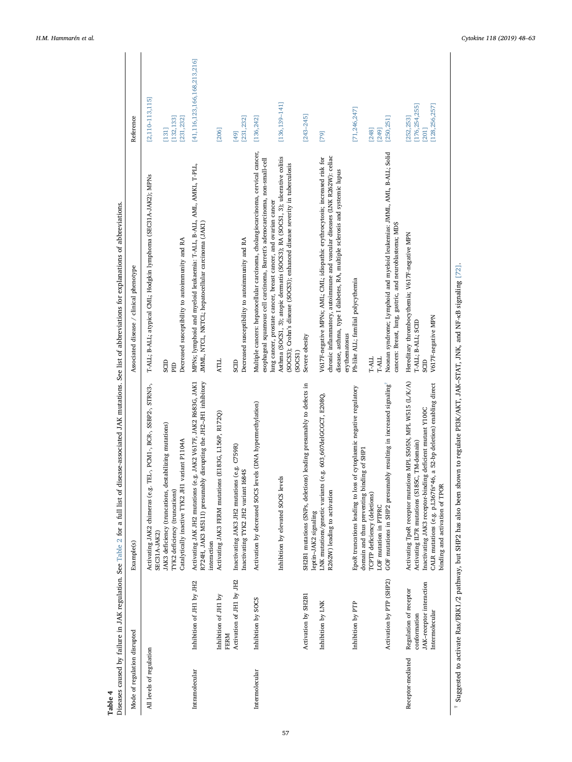**Table 4**

Diseases caused by failure in JAK regulation. See Table 2 for a full list of disease-associated JAK mutations. See list of abbreviations for explanations of abbreviations.

| Mode of regulation disrupted | | Example(s) | Associated disease / clinical phenotype | Reference |
|---|---|---|---|---|
| All levels of regulation | | Activating JAK2 chimeras (e.g. TEL-, PCM1-, BCR-, SSBP2-, STRN3-, SEC31A-JAK2) | T-ALL; B-ALL; atypical CML; Hodgkin lymphoma (SEC31A-JAK2); MPNs | [2,110–113,115] |
| | | JAK3 deficiency (truncations, destabilizing mutations) | SCID | [131] |
| | | TYK2 deficiency (truncations) | PID | [132,133] |
| | | Catalytically inactive TYK2 JH1 variant P1104A | Decreased susceptibility to autoimmunity and RA | [231,232] |
| Intramolecular | Inhibition of JH1 by JH2 | Activating JAK JH2 mutations (e.g. JAK2 V617F, JAK2 R683G, JAK1 R724H, JAK3 M511I) presumably disrupting the JH2–JH1 inhibitory interaction | MPNs; lymphoid and myeloid leukaemia: T-ALL, B-ALL, AML, AMKL, T-PLL, JMML, NTCL, NKTCL; hepatocellular carcinoma (JAK1) | [41,116,123,166,168,213,216] |
| | Inhibition of JH1 by FERM | Activating JAK3 FERM mutations (E183G, L156P, R172Q) | ATLL | [206] |
| | Activation of JH1 by JH2 | Inactivating JAK3 JH2 mutations (e.g. C759R) | SCID | [49] |
| | | Inactivating TYK2 JH2 variant I684S | Decreased susceptibility to autoimmunity and RA | [231,232] |
| Intermolecular | Inhibition by SOCS | Activation by decreased SOCS levels (DNA hypermethylation) | Multiple cancers: hepatocellular carcinoma, cholangiocarcinoma, cervical cancer, esophageal squamous cell carcinoma, Barrett's adenocarcinoma, non-small-cell lung cancer, prostate cancer, breast cancer, and ovarian cancer | [136,242] |
| | | Inhibition by elevated SOCS levels | Asthma (SOCS1, 3); atopic dermatis (SOCS3); RA (SOCS1, 3); ulcerative colitis (SOCS3); Crohn's disease (SOCS3); enhanced disease severity in tuberculosis (SOCS1) | [136,139–141] |
| | Activation by SH2B1 | SH2B1 mutations (SNPs, deletions) leading presumably to defects in leptin–JAK2 signaling | Severe obesity | [243–245] |
| | Inhibition by LNK | LNK mutations/genetic variants (e.g. 603,607delGCGCT, E208Q, R262W) leading to activation | V617F-negative MPNs; AML; CML; idiopathic erythrocytosis; increased risk for chronic inflammatory, autoimmune and vascular diseases (LNK R262W): celiac disease, asthma, type I diabetes, RA, multiple sclerosis and systemic lupus erythematosus | [79] |
| | Inhibition by PTP | EpoR truncations leading to loss of cytoplasmic negative regulatory domain and thus preventing binding of SHP1 | Ph-like ALL; familial polycythemia | [71,246,247] |
| | | TCPTP deficiency (deletions) | T-ALL | [248] |
| | | LOF mutation in PTPRC | T-ALL | [249] |
| | Activation by PTP (SHP2) | GOF mutations in SHP2 presumably resulting in increased signaling† | Noonan syndrome; Lymphoid and myeloid leukemias: JMML, AML, B-ALL; Solid cancers: Breast, lung, gastric, and neuroblastoma; MDS | [250,251] |
| Receptor-mediated | Regulation of receptor conformation | Activating TpoR receptor mutations MPL S505N, MPL W515 (L/K/A) | Hereditary thrombocythemia; V617F-negative MPN | [252,253] |
| | | Activating IL7R mutations (S185C, TM-domain) | T-ALL; B-ALL; SCID | [176,254,255] |
| | JAK–receptor interaction | Inactivating JAK3 receptor-binding deficient mutant Y100C | SCID | [201] |
| | Intermolecular | CALR mutations (e.g. p.L367fs*46, a 52-bp deletion) enabling direct binding and activation of TPOR | V617F-negative MPN | [128,256,257] |

† Suggested to activate Ras/ERK1/2 pathway, but SHP2 has also been shown to regulate PI3K/AKT, JAK–STAT, JNK, and NF-κB signaling [72].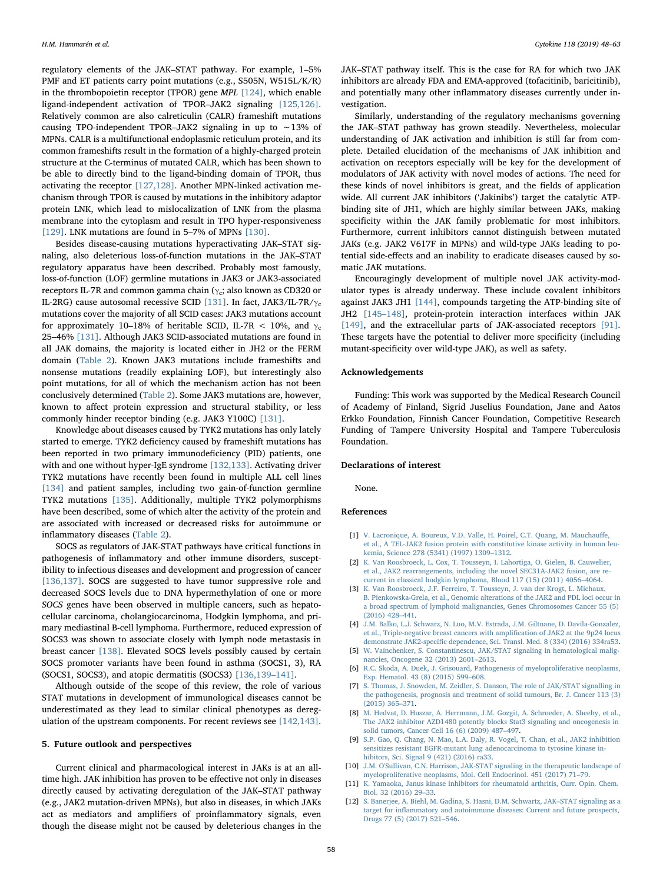regulatory elements of the JAK–STAT pathway. For example, 1–5% PMF and ET patients carry point mutations (e.g., S505N, W515L/K/R) in the thrombopoietin receptor (TPOR) gene *MPL* [124], which enable ligand-independent activation of TPOR–JAK2 signaling [125,126]. Relatively common are also calreticulin (CALR) frameshift mutations causing TPO-independent TPOR–JAK2 signaling in up to ~13% of MPNs. CALR is a multifunctional endoplasmic reticulum protein, and its common frameshifts result in the formation of a highly-charged protein structure at the C-terminus of mutated CALR, which has been shown to be able to directly bind to the ligand-binding domain of TPOR, thus activating the receptor [127,128]. Another MPN-linked activation mechanism through TPOR is caused by mutations in the inhibitory adaptor protein LNK, which lead to mislocalization of LNK from the plasma membrane into the cytoplasm and result in TPO hyper-responsiveness [129]. LNK mutations are found in 5–7% of MPNs [130].

Besides disease-causing mutations hyperactivating JAK–STAT signaling, also deleterious loss-of-function mutations in the JAK–STAT regulatory apparatus have been described. Probably most famously, loss-of-function (LOF) germline mutations in JAK3 or JAK3-associated receptors IL-7R and common gamma chain ($\gamma_c$; also known as CD320 or IL-2RG) cause autosomal recessive SCID [131]. In fact, JAK3/IL-7R/$\gamma_c$ mutations cover the majority of all SCID cases: JAK3 mutations account for approximately 10–18% of heritable SCID, IL-7R < 10%, and $\gamma_c$ 25–46% [131]. Although JAK3 SCID-associated mutations are found in all JAK domains, the majority is located either in JH2 or the FERM domain (Table 2). Known JAK3 mutations include frameshifts and nonsense mutations (readily explaining LOF), but interestingly also point mutations, for all of which the mechanism action has not been conclusively determined (Table 2). Some JAK3 mutations are, however, known to affect protein expression and structural stability, or less commonly hinder receptor binding (e.g. JAK3 Y100C) [131].

Knowledge about diseases caused by TYK2 mutations has only lately started to emerge. TYK2 deficiency caused by frameshift mutations has been reported in two primary immunodeficiency (PID) patients, one with and one without hyper-IgE syndrome [132,133]. Activating driver TYK2 mutations have recently been found in multiple ALL cell lines [134] and patient samples, including two gain-of-function germline TYK2 mutations [135]. Additionally, multiple TYK2 polymorphisms have been described, some of which alter the activity of the protein and are associated with increased or decreased risks for autoimmune or inflammatory diseases (Table 2).

SOCS as regulators of JAK-STAT pathways have critical functions in pathogenesis of inflammatory and other immune disorders, susceptibility to infectious diseases and development and progression of cancer [136,137]. SOCS are suggested to have tumor suppressive role and decreased SOCS levels due to DNA hypermethylation of one or more *SOCS* genes have been observed in multiple cancers, such as hepatocellular carcinoma, cholangiocarcinoma, Hodgkin lymphoma, and primary mediastinal B-cell lymphoma. Furthermore, reduced expression of SOCS3 was shown to associate closely with lymph node metastasis in breast cancer [138]. Elevated SOCS levels possibly caused by certain SOCS promoter variants have been found in asthma (SOCS1, 3), RA (SOCS1, SOCS3), and atopic dermatitis (SOCS3) [136,139–141].

Although outside of the scope of this review, the role of various STAT mutations in development of immunological diseases cannot be underestimated as they lead to similar clinical phenotypes as deregulation of the upstream components. For recent reviews see [142,143].

## 5. Future outlook and perspectives

Current clinical and pharmacological interest in JAKs is at an all-time high. JAK inhibition has proven to be effective not only in diseases directly caused by activating deregulation of the JAK–STAT pathway (e.g., JAK2 mutation-driven MPNs), but also in diseases, in which JAKs act as mediators and amplifiers of proinflammatory signals, even though the disease might not be caused by deleterious changes in the JAK–STAT pathway itself. This is the case for RA for which two JAK inhibitors are already FDA and EMA-approved (tofacitinib, baricitinib), and potentially many other inflammatory diseases currently under investigation.

Similarly, understanding of the regulatory mechanisms governing the JAK–STAT pathway has grown steadily. Nevertheless, molecular understanding of JAK activation and inhibition is still far from complete. Detailed elucidation of the mechanisms of JAK inhibition and activation on receptors especially will be key for the development of modulators of JAK activity with novel modes of actions. The need for these kinds of novel inhibitors is great, and the fields of application wide. All current JAK inhibitors ('Jakinibs') target the catalytic ATP-binding site of JH1, which are highly similar between JAKs, making specificity within the JAK family problematic for most inhibitors. Furthermore, current inhibitors cannot distinguish between mutated JAKs (e.g. JAK2 V617F in MPNs) and wild-type JAKs leading to potential side-effects and an inability to eradicate diseases caused by somatic JAK mutations.

Encouragingly development of multiple novel JAK activity-modulator types is already underway. These include covalent inhibitors against JAK3 JH1 [144], compounds targeting the ATP-binding site of JH2 [145–148], protein-protein interaction interfaces within JAK [149], and the extracellular parts of JAK-associated receptors [91]. These targets have the potential to deliver more specificity (including mutant-specificity over wild-type JAK), as well as safety.

## Acknowledgements

Funding: This work was supported by the Medical Research Council of Academy of Finland, Sigrid Juselius Foundation, Jane and Aatos Erkko Foundation, Finnish Cancer Foundation, Competitive Research Funding of Tampere University Hospital and Tampere Tuberculosis Foundation.

## Declarations of interest

None.

## References

[1] V. Lacronique, A. Boureux, V.D. Valle, H. Poirel, C.T. Quang, M. Mauchauffe, et al., A TEL-JAK2 fusion protein with constitutive kinase activity in human leukemia, Science 278 (5341) (1997) 1309–1312.

[2] K. Van Roosbroeck, L. Cox, T. Tousseyn, I. Lahortiga, O. Gielen, B. Cauwelier, et al., JAK2 rearrangements, including the novel SEC31A-JAK2 fusion, are recurrent in classical hodgkin lymphoma, Blood 117 (15) (2011) 4056–4064.

[3] K. Van Roosbroeck, J.F. Ferreiro, T. Tousseyn, J. van der Krogt, L. Michaux, B. Pienkowska-Grela, et al., Genomic alterations of the JAK2 and PDL loci occur in a broad spectrum of lymphoid malignancies, Genes Chromosomes Cancer 55 (5) (2016) 428–441.

[4] J.M. Balko, L.J. Schwarz, N. Luo, M.V. Estrada, J.M. Giltnane, D. Davila-Gonzalez, et al., Triple-negative breast cancers with amplification of JAK2 at the 9p24 locus demonstrate JAK2-specific dependence, Sci. Transl. Med. 8 (334) (2016) 334ra53.

[5] W. Vainchenker, S. Constantinescu, JAK/STAT signaling in hematological malignancies, Oncogene 32 (2013) 2601–2613.

[6] R.C. Skoda, A. Duek, J. Grisouard, Pathogenesis of myeloproliferative neoplasms, Exp. Hematol. 43 (8) (2015) 599–608.

[7] S. Thomas, J. Snowden, M. Zeidler, S. Danson, The role of JAK/STAT signalling in the pathogenesis, prognosis and treatment of solid tumours, Br. J. Cancer 113 (3) (2015) 365–371.

[8] M. Hedvat, D. Huszar, A. Herrmann, J.M. Gozgit, A. Schroeder, A. Sheehy, et al., The JAK2 inhibitor AZD1480 potently blocks Stat3 signaling and oncogenesis in solid tumors, Cancer Cell 16 (6) (2009) 487–497.

[9] S.P. Gao, Q. Chang, N. Mao, L.A. Daly, R. Vogel, T. Chan, et al., JAK2 inhibition sensitizes resistant EGFR-mutant lung adenocarcinoma to tyrosine kinase inhibitors, Sci. Signal 9 (421) (2016) ra33.

[10] J.M. O'Sullivan, C.N. Harrison, JAK-STAT signaling in the therapeutic landscape of myeloproliferative neoplasms, Mol. Cell Endocrinol. 451 (2017) 71–79.

[11] K. Yamaoka, Janus kinase inhibitors for rheumatoid arthritis, Curr. Opin. Chem. Biol. 32 (2016) 29–33.

[12] S. Banerjee, A. Biehl, M. Gadina, S. Hasni, D.M. Schwartz, JAK–STAT signaling as a target for inflammatory and autoimmune diseases: Current and future prospects, Drugs 77 (5) (2017) 521–546.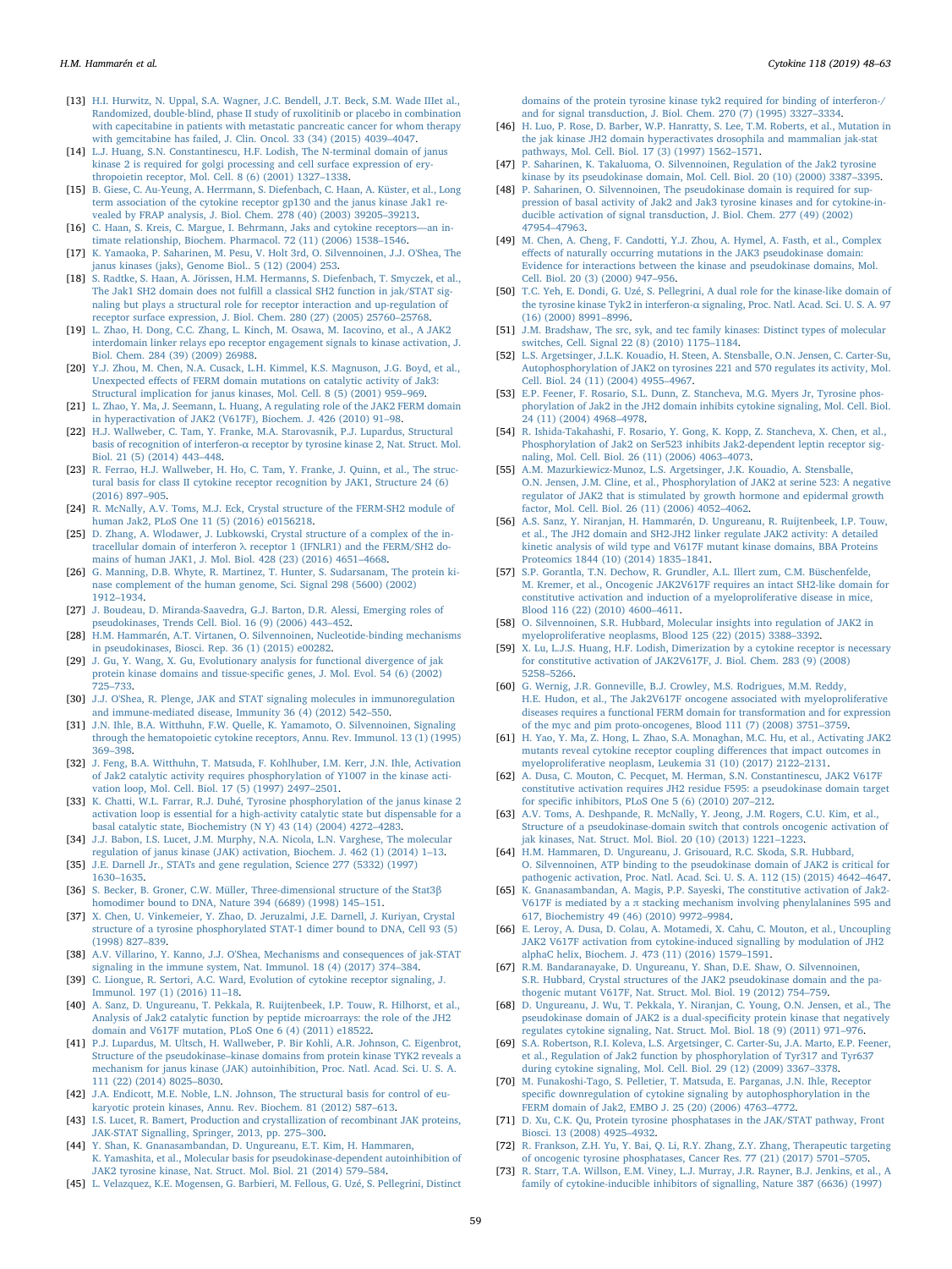[13] H.I. Hurwitz, N. Uppal, S.A. Wagner, J.C. Bendell, J.T. Beck, S.M. Wade IIIet al., Randomized, double-blind, phase II study of ruxolitinib or placebo in combination with capecitabine in patients with metastatic pancreatic cancer for whom therapy with gemcitabine has failed, J. Clin. Oncol. 33 (34) (2015) 4039–4047.

[14] L.J. Huang, S.N. Constantinescu, H.F. Lodish, The N-terminal domain of janus kinase 2 is required for golgi processing and cell surface expression of erythropoietin receptor, Mol. Cell. 8 (6) (2001) 1327–1338.

[15] B. Giese, C. Au-Yeung, A. Herrmann, S. Diefenbach, C. Haan, A. Küster, et al., Long term association of the cytokine receptor gp130 and the janus kinase Jak1 revealed by FRAP analysis, J. Biol. Chem. 278 (40) (2003) 39205–39213.

[16] C. Haan, S. Kreis, C. Margue, I. Behrmann, Jaks and cytokine receptors—an intimate relationship, Biochem. Pharmacol. 72 (11) (2006) 1538–1546.

[17] K. Yamaoka, P. Saharinen, M. Pesu, V. Holt 3rd, O. Silvennoinen, J.J. O'Shea, The janus kinases (jaks), Genome Biol.. 5 (12) (2004) 253.

[18] S. Radtke, S. Haan, A. Jörissen, H.M. Hermanns, S. Diefenbach, T. Smyczek, et al., The Jak1 SH2 domain does not fulfill a classical SH2 function in jak/STAT signaling but plays a structural role for receptor interaction and up-regulation of receptor surface expression, J. Biol. Chem. 280 (27) (2005) 25760–25768.

[19] L. Zhao, H. Dong, C.C. Zhang, L. Kinch, M. Osawa, M. Iacovino, et al., A JAK2 interdomain linker relays epo receptor engagement signals to kinase activation, J. Biol. Chem. 284 (39) (2009) 26988.

[20] Y.J. Zhou, M. Chen, N.A. Cusack, L.H. Kimmel, K.S. Magnuson, J.G. Boyd, et al., Unexpected effects of FERM domain mutations on catalytic activity of Jak3: Structural implication for janus kinases, Mol. Cell. 8 (5) (2001) 959–969.

[21] L. Zhao, Y. Ma, J. Seemann, L. Huang, A regulating role of the JAK2 FERM domain in hyperactivation of JAK2 (V617F), Biochem. J. 426 (2010) 91–98.

[22] H.J. Wallweber, C. Tam, Y. Franke, M.A. Starovasnik, P.J. Lupardus, Structural basis of recognition of interferon-α receptor by tyrosine kinase 2, Nat. Struct. Mol. Biol. 21 (5) (2014) 443–448.

[23] R. Ferrao, H.J. Wallweber, H. Ho, C. Tam, Y. Franke, J. Quinn, et al., The structural basis for class II cytokine receptor recognition by JAK1, Structure 24 (6) (2016) 897–905.

[24] R. McNally, A.V. Toms, M.J. Eck, Crystal structure of the FERM-SH2 module of human Jak2, PLoS One 11 (5) (2016) e0156218.

[25] D. Zhang, A. Wlodawer, J. Lubkowski, Crystal structure of a complex of the intracellular domain of interferon λ receptor 1 (IFNLR1) and the FERM/SH2 domains of human JAK1, J. Mol. Biol. 428 (23) (2016) 4651–4668.

[26] G. Manning, D.B. Whyte, R. Martinez, T. Hunter, S. Sudarsanam, The protein kinase complement of the human genome, Sci. Signal 298 (5600) (2002) 1912–1934.

[27] J. Boudeau, D. Miranda-Saavedra, G.J. Barton, D.R. Alessi, Emerging roles of pseudokinases, Trends Cell. Biol. 16 (9) (2006) 443–452.

[28] H.M. Hammarén, A.T. Virtanen, O. Silvennoinen, Nucleotide-binding mechanisms in pseudokinases, Biosci. Rep. 36 (1) (2015) e00282.

[29] J. Gu, Y. Wang, X. Gu, Evolutionary analysis for functional divergence of jak protein kinase domains and tissue-specific genes, J. Mol. Evol. 54 (6) (2002) 725–733.

[30] J.J. O'Shea, R. Plenge, JAK and STAT signaling molecules in immunoregulation and immune-mediated disease, Immunity 36 (4) (2012) 542–550.

[31] J.N. Ihle, B.A. Witthuhn, F.W. Quelle, K. Yamamoto, O. Silvennoinen, Signaling through the hematopoietic cytokine receptors, Annu. Rev. Immunol. 13 (1) (1995) 369–398.

[32] J. Feng, B.A. Witthuhn, T. Matsuda, F. Kohlhuber, I.M. Kerr, J.N. Ihle, Activation of Jak2 catalytic activity requires phosphorylation of Y1007 in the kinase activation loop, Mol. Cell. Biol. 17 (5) (1997) 2497–2501.

[33] K. Chatti, W.L. Farrar, R.J. Duhé, Tyrosine phosphorylation of the janus kinase 2 activation loop is essential for a high-activity catalytic state but dispensable for a basal catalytic state, Biochemistry (N Y) 43 (14) (2004) 4272–4283.

[34] J.J. Babon, I.S. Lucet, J.M. Murphy, N.A. Nicola, L.N. Varghese, The molecular regulation of janus kinase (JAK) activation, Biochem. J. 462 (1) (2014) 1–13.

[35] J.E. Darnell Jr., STATs and gene regulation, Science 277 (5332) (1997) 1630–1635.

[36] S. Becker, B. Groner, C.W. Müller, Three-dimensional structure of the Stat3β homodimer bound to DNA, Nature 394 (6689) (1998) 145–151.

[37] X. Chen, U. Vinkemeier, Y. Zhao, D. Jeruzalmi, J.E. Darnell, J. Kuriyan, Crystal structure of a tyrosine phosphorylated STAT-1 dimer bound to DNA, Cell 93 (5) (1998) 827–839.

[38] A.V. Villarino, Y. Kanno, J.J. O'Shea, Mechanisms and consequences of jak-STAT signaling in the immune system, Nat. Immunol. 18 (4) (2017) 374–384.

[39] C. Liongue, R. Sertori, A.C. Ward, Evolution of cytokine receptor signaling, J. Immunol. 197 (1) (2016) 11–18.

[40] A. Sanz, D. Ungureanu, T. Pekkala, R. Ruijtenbeek, I.P. Touw, R. Hilhorst, et al., Analysis of Jak2 catalytic function by peptide microarrays: the role of the JH2 domain and V617F mutation, PLoS One 6 (4) (2011) e18522.

[41] P.J. Lupardus, M. Ultsch, H. Wallweber, P. Bir Kohli, A.R. Johnson, C. Eigenbrot, Structure of the pseudokinase–kinase domains from protein kinase TYK2 reveals a mechanism for janus kinase (JAK) autoinhibition, Proc. Natl. Acad. Sci. U. S. A. 111 (22) (2014) 8025–8030.

[42] J.A. Endicott, M.E. Noble, L.N. Johnson, The structural basis for control of eukaryotic protein kinases, Annu. Rev. Biochem. 81 (2012) 587–613.

[43] I.S. Lucet, R. Bamert, Production and crystallization of recombinant JAK proteins, JAK-STAT Signalling, Springer, 2013, pp. 275–300.

[44] Y. Shan, K. Gnanasambandan, D. Ungureanu, E.T. Kim, H. Hammaren, K. Yamashita, et al., Molecular basis for pseudokinase-dependent autoinhibition of JAK2 tyrosine kinase, Nat. Struct. Mol. Biol. 21 (2014) 579–584.

[45] L. Velazquez, K.E. Mogensen, G. Barbieri, M. Fellous, G. Uzé, S. Pellegrini, Distinct domains of the protein tyrosine kinase tyk2 required for binding of interferon-/ and for signal transduction, J. Biol. Chem. 270 (7) (1995) 3327–3334.

[46] H. Luo, P. Rose, D. Barber, W.P. Hanratty, S. Lee, T.M. Roberts, et al., Mutation in the jak kinase JH2 domain hyperactivates drosophila and mammalian jak-stat pathways, Mol. Cell. Biol. 17 (3) (1997) 1562–1571.

[47] P. Saharinen, K. Takaluoma, O. Silvennoinen, Regulation of the Jak2 tyrosine kinase by its pseudokinase domain, Mol. Cell. Biol. 20 (10) (2000) 3387–3395.

[48] P. Saharinen, O. Silvennoinen, The pseudokinase domain is required for suppression of basal activity of Jak2 and Jak3 tyrosine kinases and for cytokine-inducible activation of signal transduction, J. Biol. Chem. 277 (49) (2002) 47954–47963.

[49] M. Chen, A. Cheng, F. Candotti, Y.J. Zhou, A. Hymel, A. Fasth, et al., Complex effects of naturally occurring mutations in the JAK3 pseudokinase domain: Evidence for interactions between the kinase and pseudokinase domains, Mol. Cell. Biol. 20 (3) (2000) 947–956.

[50] T.C. Yeh, E. Dondi, G. Uzé, S. Pellegrini, A dual role for the kinase-like domain of the tyrosine kinase Tyk2 in interferon-α signaling, Proc. Natl. Acad. Sci. U. S. A. 97 (16) (2000) 8991–8996.

[51] J.M. Bradshaw, The src, syk, and tec family kinases: Distinct types of molecular switches, Cell. Signal 22 (8) (2010) 1175–1184.

[52] L.S. Argetsinger, J.L.K. Kouadio, H. Steen, A. Stensballe, O.N. Jensen, C. Carter-Su, Autophosphorylation of JAK2 on tyrosines 221 and 570 regulates its activity, Mol. Cell. Biol. 24 (11) (2004) 4955–4967.

[53] E.P. Feener, F. Rosario, S.L. Dunn, Z. Stancheva, M.G. Myers Jr, Tyrosine phosphorylation of Jak2 in the JH2 domain inhibits cytokine signaling, Mol. Cell. Biol. 24 (11) (2004) 4968–4978.

[54] R. Ishida-Takahashi, F. Rosario, Y. Gong, K. Kopp, Z. Stancheva, X. Chen, et al., Phosphorylation of Jak2 on Ser523 inhibits Jak2-dependent leptin receptor signaling, Mol. Cell. Biol. 26 (11) (2006) 4063–4073.

[55] A.M. Mazurkiewicz-Munoz, L.S. Argetsinger, J.K. Kouadio, A. Stensballe, O.N. Jensen, J.M. Cline, et al., Phosphorylation of JAK2 at serine 523: A negative regulator of JAK2 that is stimulated by growth hormone and epidermal growth factor, Mol. Cell. Biol. 26 (11) (2006) 4052–4062.

[56] A.S. Sanz, Y. Niranjan, H. Hammarén, D. Ungureanu, R. Ruijtenbeek, I.P. Touw, et al., The JH2 domain and SH2-JH2 linker regulate JAK2 activity: A detailed kinetic analysis of wild type and V617F mutant kinase domains, BBA Proteins Proteomics 1844 (10) (2014) 1835–1841.

[57] S.P. Gorantla, T.N. Dechow, R. Grundler, A.L. Illert zum, C.M. Büschenfelde, M. Kremer, et al., Oncogenic JAK2V617F requires an intact SH2-like domain for constitutive activation and induction of a myeloproliferative disease in mice, Blood 116 (22) (2010) 4600–4611.

[58] O. Silvennoinen, S.R. Hubbard, Molecular insights into regulation of JAK2 in myeloproliferative neoplasms, Blood 125 (22) (2015) 3388–3392.

[59] X. Lu, L.J.S. Huang, H.F. Lodish, Dimerization by a cytokine receptor is necessary for constitutive activation of JAK2V617F, J. Biol. Chem. 283 (9) (2008) 5258–5266.

[60] G. Wernig, J.R. Gonneville, B.J. Crowley, M.S. Rodrigues, M.M. Reddy, H.E. Hudon, et al., The Jak2V617F oncogene associated with myeloproliferative diseases requires a functional FERM domain for transformation and for expression of the myc and pim proto-oncogenes, Blood 111 (7) (2008) 3751–3759.

[61] H. Yao, Y. Ma, Z. Hong, L. Zhao, S.A. Monaghan, M.C. Hu, et al., Activating JAK2 mutants reveal cytokine receptor coupling differences that impact outcomes in myeloproliferative neoplasm, Leukemia 31 (10) (2017) 2122–2131.

[62] A. Dusa, C. Mouton, C. Pecquet, M. Herman, S.N. Constantinescu, JAK2 V617F constitutive activation requires JH2 residue F595: a pseudokinase domain target for specific inhibitors, PLoS One 5 (6) (2010) 207–212.

[63] A.V. Toms, A. Deshpande, R. McNally, Y. Jeong, J.M. Rogers, C.U. Kim, et al., Structure of a pseudokinase-domain switch that controls oncogenic activation of jak kinases, Nat. Struct. Mol. Biol. 20 (10) (2013) 1221–1223.

[64] H.M. Hammaren, D. Ungureanu, J. Grisouard, R.C. Skoda, S.R. Hubbard, O. Silvennoinen, ATP binding to the pseudokinase domain of JAK2 is critical for pathogenic activation, Proc. Natl. Acad. Sci. U. S. A. 112 (15) (2015) 4642–4647.

[65] K. Gnanasambandan, A. Magis, P.P. Sayeski, The constitutive activation of Jak2-V617F is mediated by a π stacking mechanism involving phenylalanines 595 and 617, Biochemistry 49 (46) (2010) 9972–9984.

[66] E. Leroy, A. Dusa, D. Colau, A. Motamedi, X. Cahu, C. Mouton, et al., Uncoupling JAK2 V617F activation from cytokine-induced signalling by modulation of JH2 alphaC helix, Biochem. J. 473 (11) (2016) 1579–1591.

[67] R.M. Bandaranayake, D. Ungureanu, Y. Shan, D.E. Shaw, O. Silvennoinen, S.R. Hubbard, Crystal structures of the JAK2 pseudokinase domain and the pathogenic mutant V617F, Nat. Struct. Mol. Biol. 19 (2012) 754–759.

[68] D. Ungureanu, J. Wu, T. Pekkala, Y. Niranjan, C. Young, O.N. Jensen, et al., The pseudokinase domain of JAK2 is a dual-specificity protein kinase that negatively regulates cytokine signaling, Nat. Struct. Mol. Biol. 18 (9) (2011) 971–976.

[69] S.A. Robertson, R.I. Koleva, L.S. Argetsinger, C. Carter-Su, J.A. Marto, E.P. Feener, et al., Regulation of Jak2 function by phosphorylation of Tyr317 and Tyr637 during cytokine signaling, Mol. Cell. Biol. 29 (12) (2009) 3367–3378.

[70] M. Funakoshi-Tago, S. Pelletier, T. Matsuda, E. Parganas, J.N. Ihle, Receptor specific downregulation of cytokine signaling by autophosphorylation in the FERM domain of Jak2, EMBO J. 25 (20) (2006) 4763–4772.

[71] D. Xu, C.K. Qu, Protein tyrosine phosphatases in the JAK/STAT pathway, Front Biosci. 13 (2008) 4925–4932.

[72] R. Frankson, Z.H. Yu, Y. Bai, Q. Li, R.Y. Zhang, Z.Y. Zhang, Therapeutic targeting of oncogenic tyrosine phosphatases, Cancer Res. 77 (21) (2017) 5701–5705.

[73] R. Starr, T.A. Willson, E.M. Viney, L.J. Murray, J.R. Rayner, B.J. Jenkins, et al., A family of cytokine-inducible inhibitors of signalling, Nature 387 (6636) (1997)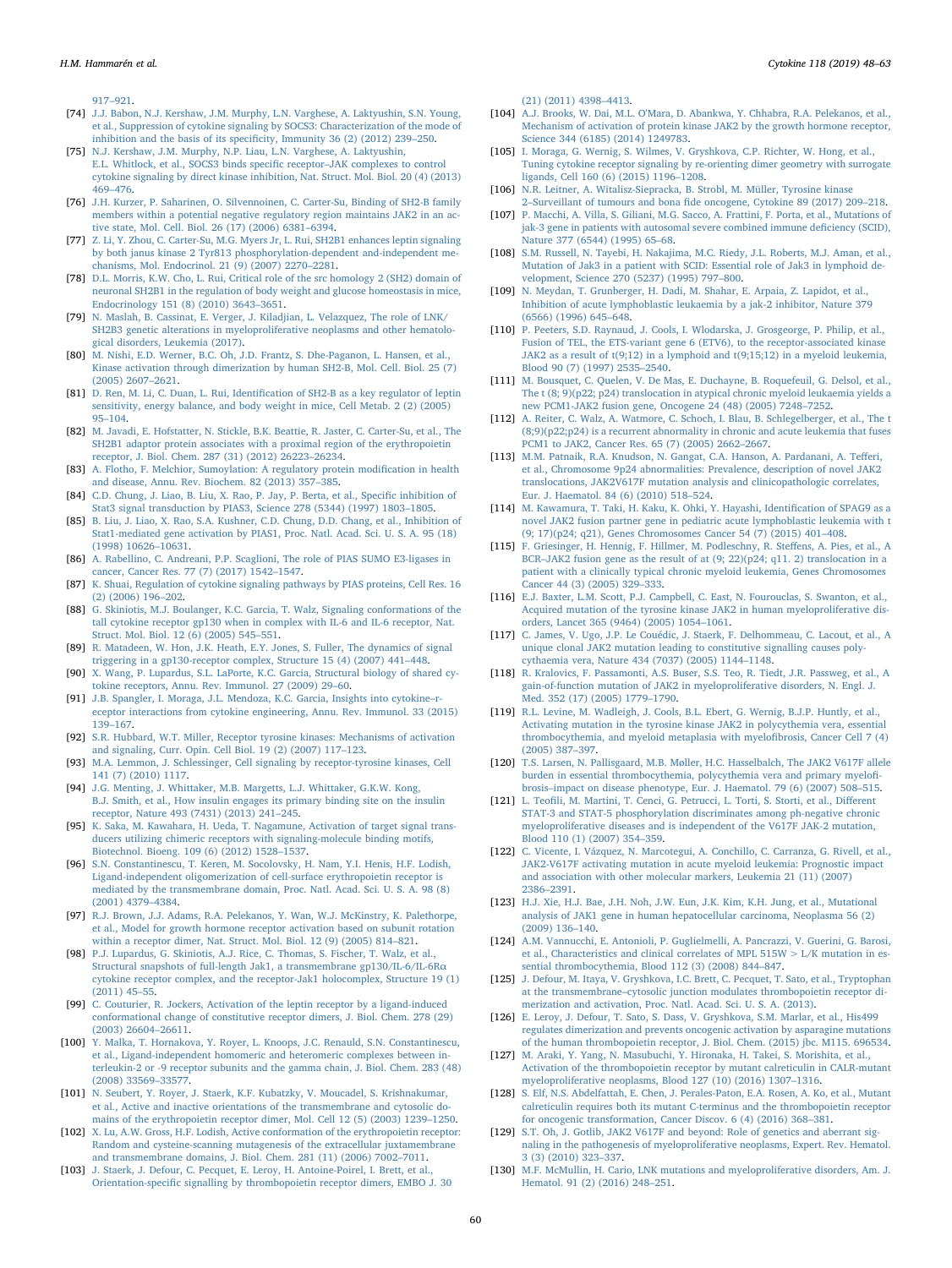917–921.

[74] J.J. Babon, N.J. Kershaw, J.M. Murphy, L.N. Varghese, A. Laktyushin, S.N. Young, et al., Suppression of cytokine signaling by SOCS3: Characterization of the mode of inhibition and the basis of its specificity, Immunity 36 (2) (2012) 239–250.

[75] N.J. Kershaw, J.M. Murphy, N.P. Liau, L.N. Varghese, A. Laktyushin, E.L. Whitlock, et al., SOCS3 binds specific receptor–JAK complexes to control cytokine signaling by direct kinase inhibition, Nat. Struct. Mol. Biol. 20 (4) (2013) 469–476.

[76] J.H. Kurzer, P. Saharinen, O. Silvennoinen, C. Carter-Su, Binding of SH2-B family members within a potential negative regulatory region maintains JAK2 in an active state, Mol. Cell. Biol. 26 (17) (2006) 6381–6394.

[77] Z. Li, Y. Zhou, C. Carter-Su, M.G. Myers Jr, L. Rui, SH2B1 enhances leptin signaling by both janus kinase 2 Tyr813 phosphorylation-dependent and-independent mechanisms, Mol. Endocrinol. 21 (9) (2007) 2270–2281.

[78] D.L. Morris, K.W. Cho, L. Rui, Critical role of the src homology 2 (SH2) domain of neuronal SH2B1 in the regulation of body weight and glucose homeostasis in mice, Endocrinology 151 (8) (2010) 3643–3651.

[79] N. Maslah, B. Cassinat, E. Verger, J. Kiladjian, L. Velazquez, The role of LNK/SH2B3 genetic alterations in myeloproliferative neoplasms and other hematological disorders, Leukemia (2017).

[80] M. Nishi, E.D. Werner, B.C. Oh, J.D. Frantz, S. Dhe-Paganon, L. Hansen, et al., Kinase activation through dimerization by human SH2-B, Mol. Cell. Biol. 25 (7) (2005) 2607–2621.

[81] D. Ren, M. Li, C. Duan, L. Rui, Identification of SH2-B as a key regulator of leptin sensitivity, energy balance, and body weight in mice, Cell Metab. 2 (2) (2005) 95–104.

[82] M. Javadi, E. Hofstatter, N. Stickle, B.K. Beattie, R. Jaster, C. Carter-Su, et al., The SH2B1 adaptor protein associates with a proximal region of the erythropoietin receptor, J. Biol. Chem. 287 (31) (2012) 26223–26234.

[83] A. Flotho, F. Melchior, Sumoylation: A regulatory protein modification in health and disease, Annu. Rev. Biochem. 82 (2013) 357–385.

[84] C.D. Chung, J. Liao, B. Liu, X. Rao, P. Jay, P. Berta, et al., Specific inhibition of Stat3 signal transduction by PIAS3, Science 278 (5344) (1997) 1803–1805.

[85] B. Liu, J. Liao, X. Rao, S.A. Kushner, C.D. Chung, D.D. Chang, et al., Inhibition of Stat1-mediated gene activation by PIAS1, Proc. Natl. Acad. Sci. U. S. A. 95 (18) (1998) 10626–10631.

[86] A. Rabellino, C. Andreani, P.P. Scaglioni, The role of PIAS SUMO E3-ligases in cancer, Cancer Res. 77 (7) (2017) 1542–1547.

[87] K. Shuai, Regulation of cytokine signaling pathways by PIAS proteins, Cell Res. 16 (2) (2006) 196–202.

[88] G. Skiniotis, M.J. Boulanger, K.C. Garcia, T. Walz, Signaling conformations of the tall cytokine receptor gp130 when in complex with IL-6 and IL-6 receptor, Nat. Struct. Mol. Biol. 12 (6) (2005) 545–551.

[89] R. Matadeen, W. Hon, J.K. Heath, E.Y. Jones, S. Fuller, The dynamics of signal triggering in a gp130-receptor complex, Structure 15 (4) (2007) 441–448.

[90] X. Wang, P. Lupardus, S.L. LaPorte, K.C. Garcia, Structural biology of shared cytokine receptors, Annu. Rev. Immunol. 27 (2009) 29–60.

[91] J.B. Spangler, I. Moraga, J.L. Mendoza, K.C. Garcia, Insights into cytokine–receptor interactions from cytokine engineering, Annu. Rev. Immunol. 33 (2015) 139–167.

[92] S.R. Hubbard, W.T. Miller, Receptor tyrosine kinases: Mechanisms of activation and signaling, Curr. Opin. Cell Biol. 19 (2) (2007) 117–123.

[93] M.A. Lemmon, J. Schlessinger, Cell signaling by receptor-tyrosine kinases, Cell 141 (7) (2010) 1117.

[94] J.G. Menting, J. Whittaker, M.B. Margetts, L.J. Whittaker, G.K.W. Kong, B.J. Smith, et al., How insulin engages its primary binding site on the insulin receptor, Nature 493 (7431) (2013) 241–245.

[95] K. Saka, M. Kawahara, H. Ueda, T. Nagamune, Activation of target signal transducers utilizing chimeric receptors with signaling-molecule binding motifs, Biotechnol. Bioeng. 109 (6) (2012) 1528–1537.

[96] S.N. Constantinescu, T. Keren, M. Socolovsky, H. Nam, Y.I. Henis, H.F. Lodish, Ligand-independent oligomerization of cell-surface erythropoietin receptor is mediated by the transmembrane domain, Proc. Natl. Acad. Sci. U. S. A. 98 (8) (2001) 4379–4384.

[97] R.J. Brown, J.J. Adams, R.A. Pelekanos, Y. Wan, W.J. McKinstry, K. Palethorpe, et al., Model for growth hormone receptor activation based on subunit rotation within a receptor dimer, Nat. Struct. Mol. Biol. 12 (9) (2005) 814–821.

[98] P.J. Lupardus, G. Skiniotis, A.J. Rice, C. Thomas, S. Fischer, T. Walz, et al., Structural snapshots of full-length Jak1, a transmembrane gp130/IL-6/IL-6Rα cytokine receptor complex, and the receptor-Jak1 holocomplex, Structure 19 (1) (2011) 45–55.

[99] C. Couturier, R. Jockers, Activation of the leptin receptor by a ligand-induced conformational change of constitutive receptor dimers, J. Biol. Chem. 278 (29) (2003) 26604–26611.

[100] Y. Malka, T. Hornakova, Y. Royer, L. Knoops, J.C. Renauld, S.N. Constantinescu, et al., Ligand-independent homomeric and heteromeric complexes between interleukin-2 or -9 receptor subunits and the gamma chain, J. Biol. Chem. 283 (48) (2008) 33569–33577.

[101] N. Seubert, Y. Royer, J. Staerk, K.F. Kubatzky, V. Moucadel, S. Krishnakumar, et al., Active and inactive orientations of the transmembrane and cytosolic domains of the erythropoietin receptor dimer, Mol. Cell 12 (5) (2003) 1239–1250.

[102] X. Lu, A.W. Gross, H.F. Lodish, Active conformation of the erythropoietin receptor: Random and cysteine-scanning mutagenesis of the extracellular juxtamembrane and transmembrane domains, J. Biol. Chem. 281 (11) (2006) 7002–7011.

[103] J. Staerk, J. Defour, C. Pecquet, E. Leroy, H. Antoine-Poirel, I. Brett, et al., Orientation-specific signalling by thrombopoietin receptor dimers, EMBO J. 30 (21) (2011) 4398–4413.

[104] A.J. Brooks, W. Dai, M.L. O'Mara, D. Abankwa, Y. Chhabra, R.A. Pelekanos, et al., Mechanism of activation of protein kinase JAK2 by the growth hormone receptor, Science 344 (6185) (2014) 1249783.

[105] I. Moraga, G. Wernig, S. Wilmes, V. Gryshkova, C.P. Richter, W. Hong, et al., Tuning cytokine receptor signaling by re-orienting dimer geometry with surrogate ligands, Cell 160 (6) (2015) 1196–1208.

[106] N.R. Leitner, A. Witalisz-Siepracka, B. Strobl, M. Müller, Tyrosine kinase 2–Surveillant of tumours and bona fide oncogene, Cytokine 89 (2017) 209–218.

[107] P. Macchi, A. Villa, S. Giliani, M.G. Sacco, A. Frattini, F. Porta, et al., Mutations of jak-3 gene in patients with autosomal severe combined immune deficiency (SCID), Nature 377 (6544) (1995) 65–68.

[108] S.M. Russell, N. Tayebi, H. Nakajima, M.C. Riedy, J.L. Roberts, M.J. Aman, et al., Mutation of Jak3 in a patient with SCID: Essential role of Jak3 in lymphoid development, Science 270 (5237) (1995) 797–800.

[109] N. Meydan, T. Grunberger, H. Dadi, M. Shahar, E. Arpaia, Z. Lapidot, et al., Inhibition of acute lymphoblastic leukaemia by a jak-2 inhibitor, Nature 379 (6566) (1996) 645–648.

[110] P. Peeters, S.D. Raynaud, J. Cools, I. Wlodarska, J. Grosgeorge, P. Philip, et al., Fusion of TEL, the ETS-variant gene 6 (ETV6), to the receptor-associated kinase JAK2 as a result of t(9;12) in a lymphoid and t(9;15;12) in a myeloid leukemia, Blood 90 (7) (1997) 2535–2540.

[111] M. Bousquet, C. Quelen, V. De Mas, E. Duchayne, B. Roquefeuil, G. Delsol, et al., The t (8; 9)(p22; p24) translocation in atypical chronic myeloid leukaemia yields a new PCM1-JAK2 fusion gene, Oncogene 24 (48) (2005) 7248–7252.

[112] A. Reiter, C. Walz, A. Watmore, C. Schoch, I. Blau, B. Schlegelberger, et al., The t (8;9)(p22;p24) is a recurrent abnormality in chronic and acute leukemia that fuses PCM1 to JAK2, Cancer Res. 65 (7) (2005) 2662–2667.

[113] M.M. Patnaik, R.A. Knudson, N. Gangat, C.A. Hanson, A. Pardanani, A. Tefferi, et al., Chromosome 9p24 abnormalities: Prevalence, description of novel JAK2 translocations, JAK2V617F mutation analysis and clinicopathologic correlates, Eur. J. Haematol. 84 (6) (2010) 518–524.

[114] M. Kawamura, T. Taki, H. Kaku, K. Ohki, Y. Hayashi, Identification of SPAG9 as a novel JAK2 fusion partner gene in pediatric acute lymphoblastic leukemia with t (9; 17)(p24; q21), Genes Chromosomes Cancer 54 (7) (2015) 401–408.

[115] F. Griesinger, H. Hennig, F. Hillmer, M. Podleschny, R. Steffens, A. Pies, et al., A BCR–JAK2 fusion gene as the result of at (9; 22)(p24; q11. 2) translocation in a patient with a clinically typical chronic myeloid leukemia, Genes Chromosomes Cancer 44 (3) (2005) 329–333.

[116] E.J. Baxter, L.M. Scott, P.J. Campbell, C. East, N. Fourouclas, S. Swanton, et al., Acquired mutation of the tyrosine kinase JAK2 in human myeloproliferative disorders, Lancet 365 (9464) (2005) 1054–1061.

[117] C. James, V. Ugo, J.P. Le Couédic, J. Staerk, F. Delhommeau, C. Lacout, et al., A unique clonal JAK2 mutation leading to constitutive signalling causes polycythaemia vera, Nature 434 (7037) (2005) 1144–1148.

[118] R. Kralovics, F. Passamonti, A.S. Buser, S.S. Teo, R. Tiedt, J.R. Passweg, et al., A gain-of-function mutation of JAK2 in myeloproliferative disorders, N. Engl. J. Med. 352 (17) (2005) 1779–1790.

[119] R.L. Levine, M. Wadleigh, J. Cools, B.L. Ebert, G. Wernig, B.J.P. Huntly, et al., Activating mutation in the tyrosine kinase JAK2 in polycythemia vera, essential thrombocythemia, and myeloid metaplasia with myelofibrosis, Cancer Cell 7 (4) (2005) 387–397.

[120] T.S. Larsen, N. Pallisgaard, M.B. Møller, H.C. Hasselbalch, The JAK2 V617F allele burden in essential thrombocythemia, polycythemia vera and primary myelofibrosis–impact on disease phenotype, Eur. J. Haematol. 79 (6) (2007) 508–515.

[121] L. Teofili, M. Martini, T. Cenci, G. Petrucci, L. Torti, S. Storti, et al., Different STAT-3 and STAT-5 phosphorylation discriminates among ph-negative chronic myeloproliferative diseases and is independent of the V617F JAK-2 mutation, Blood 110 (1) (2007) 354–359.

[122] C. Vicente, I. Vázquez, N. Marcotegui, A. Conchillo, C. Carranza, G. Rivell, et al., JAK2-V617F activating mutation in acute myeloid leukemia: Prognostic impact and association with other molecular markers, Leukemia 21 (11) (2007) 2386–2391.

[123] H.J. Xie, H.J. Bae, J.H. Noh, J.W. Eun, J.K. Kim, K.H. Jung, et al., Mutational analysis of JAK1 gene in human hepatocellular carcinoma, Neoplasma 56 (2) (2009) 136–140.

[124] A.M. Vannucchi, E. Antonioli, P. Guglielmelli, A. Pancrazzi, V. Guerini, G. Barosi, et al., Characteristics and clinical correlates of MPL 515W > L/K mutation in essential thrombocythemia, Blood 112 (3) (2008) 844–847.

[125] J. Defour, M. Itaya, V. Gryshkova, I.C. Brett, C. Pecquet, T. Sato, et al., Tryptophan at the transmembrane–cytosolic junction modulates thrombopoietin receptor dimerization and activation, Proc. Natl. Acad. Sci. U. S. A. (2013).

[126] E. Leroy, J. Defour, T. Sato, S. Dass, V. Gryshkova, S.M. Marlar, et al., His499 regulates dimerization and prevents oncogenic activation by asparagine mutations of the human thrombopoietin receptor, J. Biol. Chem. (2015) jbc. M115. 696534.

[127] M. Araki, Y. Yang, N. Masubuchi, Y. Hironaka, H. Takei, S. Morishita, et al., Activation of the thrombopoietin receptor by mutant calreticulin in CALR-mutant myeloproliferative neoplasms, Blood 127 (10) (2016) 1307–1316.

[128] S. Elf, N.S. Abdelfattah, E. Chen, J. Perales-Paton, E.A. Rosen, A. Ko, et al., Mutant calreticulin requires both its mutant C-terminus and the thrombopoietin receptor for oncogenic transformation, Cancer Discov. 6 (4) (2016) 368–381.

[129] S.T. Oh, J. Gotlib, JAK2 V617F and beyond: Role of genetics and aberrant signaling in the pathogenesis of myeloproliferative neoplasms, Expert. Rev. Hematol. 3 (3) (2010) 323–337.

[130] M.F. McMullin, H. Cario, LNK mutations and myeloproliferative disorders, Am. J. Hematol. 91 (2) (2016) 248–251.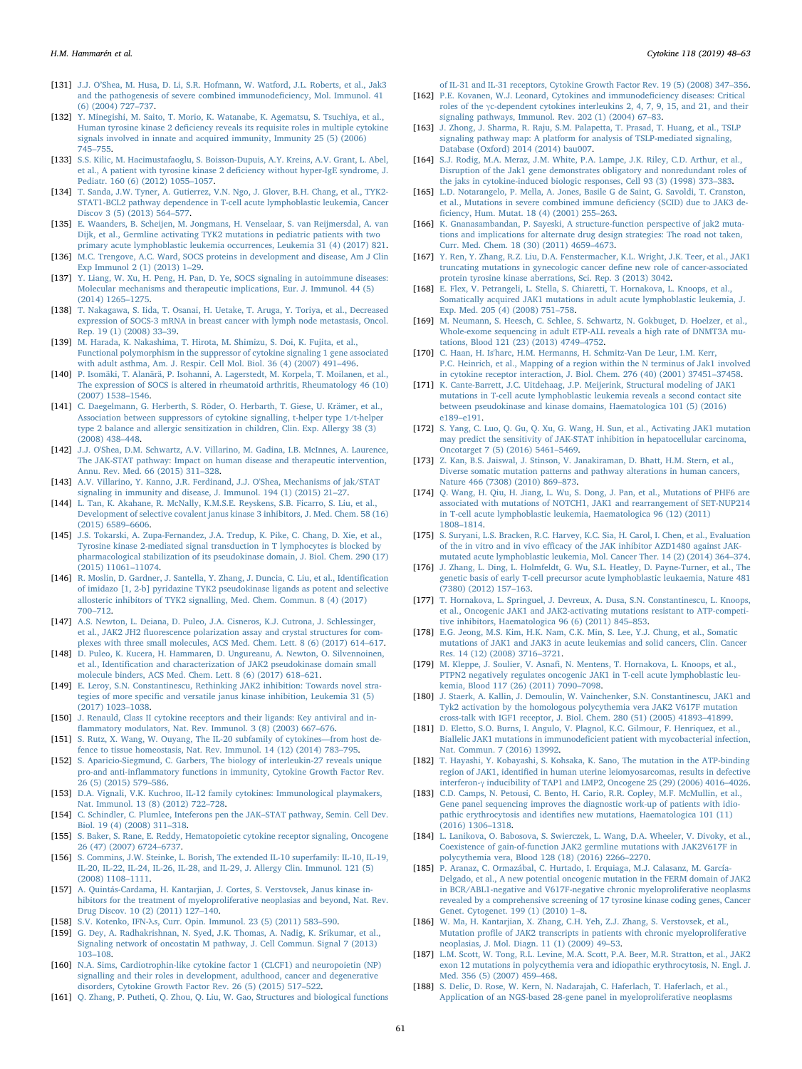[131] J.J. O'Shea, M. Husa, D. Li, S.R. Hofmann, W. Watford, J.L. Roberts, et al., Jak3 and the pathogenesis of severe combined immunodeficiency, Mol. Immunol. 41 (6) (2004) 727–737.

[132] Y. Minegishi, M. Saito, T. Morio, K. Watanabe, K. Agematsu, S. Tsuchiya, et al., Human tyrosine kinase 2 deficiency reveals its requisite roles in multiple cytokine signals involved in innate and acquired immunity, Immunity 25 (5) (2006) 745–755.

[133] S.S. Kilic, M. Hacimustafaoglu, S. Boisson-Dupuis, A.Y. Kreins, A.V. Grant, L. Abel, et al., A patient with tyrosine kinase 2 deficiency without hyper-IgE syndrome, J. Pediatr. 160 (6) (2012) 1055–1057.

[134] T. Sanda, J.W. Tyner, A. Gutierrez, V.N. Ngo, J. Glover, B.H. Chang, et al., TYK2-STAT1-BCL2 pathway dependence in T-cell acute lymphoblastic leukemia, Cancer Discov 3 (5) (2013) 564–577.

[135] E. Waanders, B. Scheijen, M. Jongmans, H. Venselaar, S. van Reijmersdal, A. van Dijk, et al., Germline activating TYK2 mutations in pediatric patients with two primary acute lymphoblastic leukemia occurrences, Leukemia 31 (4) (2017) 821.

[136] M.C. Trengove, A.C. Ward, SOCS proteins in development and disease, Am J Clin Exp Immunol 2 (1) (2013) 1–29.

[137] Y. Liang, W. Xu, H. Peng, H. Pan, D. Ye, SOCS signaling in autoimmune diseases: Molecular mechanisms and therapeutic implications, Eur. J. Immunol. 44 (5) (2014) 1265–1275.

[138] T. Nakagawa, S. Iida, T. Osanai, H. Uetake, T. Aruga, Y. Toriya, et al., Decreased expression of SOCS-3 mRNA in breast cancer with lymph node metastasis, Oncol. Rep. 19 (1) (2008) 33–39.

[139] M. Harada, K. Nakashima, T. Hirota, M. Shimizu, S. Doi, K. Fujita, et al., Functional polymorphism in the suppressor of cytokine signaling 1 gene associated with adult asthma, Am. J. Respir. Cell Mol. Biol. 36 (4) (2007) 491–496.

[140] P. Isomäki, T. Alanärä, P. Isohanni, A. Lagerstedt, M. Korpela, T. Moilanen, et al., The expression of SOCS is altered in rheumatoid arthritis, Rheumatology 46 (10) (2007) 1538–1546.

[141] C. Daegelmann, G. Herberth, S. Röder, O. Herbarth, T. Giese, U. Krämer, et al., Association between suppressors of cytokine signalling, t-helper type 1/t-helper type 2 balance and allergic sensitization in children, Clin. Exp. Allergy 38 (3) (2008) 438–448.

[142] J.J. O'Shea, D.M. Schwartz, A.V. Villarino, M. Gadina, I.B. McInnes, A. Laurence, The JAK-STAT pathway: Impact on human disease and therapeutic intervention, Annu. Rev. Med. 66 (2015) 311–328.

[143] A.V. Villarino, Y. Kanno, J.R. Ferdinand, J.J. O'Shea, Mechanisms of jak/STAT signaling in immunity and disease, J. Immunol. 194 (1) (2015) 21–27.

[144] L. Tan, K. Akahane, R. McNally, K.M.S.E. Reyskens, S.B. Ficarro, S. Liu, et al., Development of selective covalent janus kinase 3 inhibitors, J. Med. Chem. 58 (16) (2015) 6589–6606.

[145] J.S. Tokarski, A. Zupa-Fernandez, J.A. Tredup, K. Pike, C. Chang, D. Xie, et al., Tyrosine kinase 2-mediated signal transduction in T lymphocytes is blocked by pharmacological stabilization of its pseudokinase domain, J. Biol. Chem. 290 (17) (2015) 11061–11074.

[146] R. Moslin, D. Gardner, J. Santella, Y. Zhang, J. Duncia, C. Liu, et al., Identification of imidazo [1, 2-b] pyridazine TYK2 pseudokinase ligands as potent and selective allosteric inhibitors of TYK2 signalling, Med. Chem. Commun. 8 (4) (2017) 700–712.

[147] A.S. Newton, L. Deiana, D. Puleo, J.A. Cisneros, K.J. Cutrona, J. Schlessinger, et al., JAK2 JH2 fluorescence polarization assay and crystal structures for complexes with three small molecules, ACS Med. Chem. Lett. 8 (6) (2017) 614–617.

[148] D. Puleo, K. Kucera, H. Hammaren, D. Ungureanu, A. Newton, O. Silvennoinen, et al., Identification and characterization of JAK2 pseudokinase domain small molecule binders, ACS Med. Chem. Lett. 8 (6) (2017) 618–621.

[149] E. Leroy, S.N. Constantinescu, Rethinking JAK2 inhibition: Towards novel strategies of more specific and versatile janus kinase inhibition, Leukemia 31 (5) (2017) 1023–1038.

[150] J. Renauld, Class II cytokine receptors and their ligands: Key antiviral and inflammatory modulators, Nat. Rev. Immunol. 3 (8) (2003) 667–676.

[151] S. Rutz, X. Wang, W. Ouyang, The IL-20 subfamily of cytokines—from host defence to tissue homeostasis, Nat. Rev. Immunol. 14 (12) (2014) 783–795.

[152] S. Aparicio-Siegmund, C. Garbers, The biology of interleukin-27 reveals unique pro-and anti-inflammatory functions in immunity, Cytokine Growth Factor Rev. 26 (5) (2015) 579–586.

[153] D.A. Vignali, V.K. Kuchroo, IL-12 family cytokines: Immunological playmakers, Nat. Immunol. 13 (8) (2012) 722–728.

[154] C. Schindler, C. Plumlee, Inteferons pen the JAK–STAT pathway, Semin. Cell Dev. Biol. 19 (4) (2008) 311–318.

[155] S. Baker, S. Rane, E. Reddy, Hematopoietic cytokine receptor signaling, Oncogene 26 (47) (2007) 6724–6737.

[156] S. Commins, J.W. Steinke, L. Borish, The extended IL-10 superfamily: IL-10, IL-19, IL-20, IL-22, IL-24, IL-26, IL-28, and IL-29, J. Allergy Clin. Immunol. 121 (5) (2008) 1108–1111.

[157] A. Quintás-Cardama, H. Kantarjian, J. Cortes, S. Verstovsek, Janus kinase inhibitors for the treatment of myeloproliferative neoplasias and beyond, Nat. Rev. Drug Discov. 10 (2) (2011) 127–140.

[158] S.V. Kotenko, IFN-λs, Curr. Opin. Immunol. 23 (5) (2011) 583–590.

[159] G. Dey, A. Radhakrishnan, N. Syed, J.K. Thomas, A. Nadig, K. Srikumar, et al., Signaling network of oncostatin M pathway, J. Cell Commun. Signal 7 (2013) 103–108.

[160] N.A. Sims, Cardiotrophin-like cytokine factor 1 (CLCF1) and neuropoietin (NP) signalling and their roles in development, adulthood, cancer and degenerative disorders, Cytokine Growth Factor Rev. 26 (5) (2015) 517–522.

[161] Q. Zhang, P. Putheti, Q. Zhou, Q. Liu, W. Gao, Structures and biological functions of IL-31 and IL-31 receptors, Cytokine Growth Factor Rev. 19 (5) (2008) 347–356.

[162] P.E. Kovanen, W.J. Leonard, Cytokines and immunodeficiency diseases: Critical roles of the γc-dependent cytokines interleukins 2, 4, 7, 9, 15, and 21, and their signaling pathways, Immunol. Rev. 202 (1) (2004) 67–83.

[163] J. Zhong, J. Sharma, R. Raju, S.M. Palapetta, T. Prasad, T. Huang, et al., TSLP signaling pathway map: A platform for analysis of TSLP-mediated signaling, Database (Oxford) 2014 (2014) bau007.

[164] S.J. Rodig, M.A. Meraz, J.M. White, P.A. Lampe, J.K. Riley, C.D. Arthur, et al., Disruption of the Jak1 gene demonstrates obligatory and nonredundant roles of the jaks in cytokine-induced biologic responses, Cell 93 (3) (1998) 373–383.

[165] L.D. Notarangelo, P. Mella, A. Jones, Basile G de Saint, G. Savoldi, T. Cranston, et al., Mutations in severe combined immune deficiency (SCID) due to JAK3 deficiency, Hum. Mutat. 18 (4) (2001) 255–263.

[166] K. Gnanasambandan, P. Sayeski, A structure-function perspective of jak2 mutations and implications for alternate drug design strategies: The road not taken, Curr. Med. Chem. 18 (30) (2011) 4659–4673.

[167] Y. Ren, Y. Zhang, R.Z. Liu, D.A. Fenstermacher, K.L. Wright, J.K. Teer, et al., JAK1 truncating mutations in gynecologic cancer define new role of cancer-associated protein tyrosine kinase aberrations, Sci. Rep. 3 (2013) 3042.

[168] E. Flex, V. Petrangeli, L. Stella, S. Chiaretti, T. Hornakova, L. Knoops, et al., Somatically acquired JAK1 mutations in adult acute lymphoblastic leukemia, J. Exp. Med. 205 (4) (2008) 751–758.

[169] M. Neumann, S. Heesch, C. Schlee, S. Schwartz, N. Gokbuget, D. Hoelzer, et al., Whole-exome sequencing in adult ETP-ALL reveals a high rate of DNMT3A mutations, Blood 121 (23) (2013) 4749–4752.

[170] C. Haan, H. Is'harc, H.M. Hermanns, H. Schmitz-Van De Leur, I.M. Kerr, P.C. Heinrich, et al., Mapping of a region within the N terminus of Jak1 involved in cytokine receptor interaction, J. Biol. Chem. 276 (40) (2001) 37451–37458.

[171] K. Cante-Barrett, J.C. Uitdehaag, J.P. Meijerink, Structural modeling of JAK1 mutations in T-cell acute lymphoblastic leukemia reveals a second contact site between pseudokinase and kinase domains, Haematologica 101 (5) (2016) e189–e191.

[172] S. Yang, C. Luo, Q. Gu, Q. Xu, G. Wang, H. Sun, et al., Activating JAK1 mutation may predict the sensitivity of JAK-STAT inhibition in hepatocellular carcinoma, Oncotarget 7 (5) (2016) 5461–5469.

[173] Z. Kan, B.S. Jaiswal, J. Stinson, V. Janakiraman, D. Bhatt, H.M. Stern, et al., Diverse somatic mutation patterns and pathway alterations in human cancers, Nature 466 (7308) (2010) 869–873.

[174] Q. Wang, H. Qiu, H. Jiang, L. Wu, S. Dong, J. Pan, et al., Mutations of PHF6 are associated with mutations of NOTCH1, JAK1 and rearrangement of SET-NUP214 in T-cell acute lymphoblastic leukemia, Haematologica 96 (12) (2011) 1808–1814.

[175] S. Suryani, L.S. Bracken, R.C. Harvey, K.C. Sia, H. Carol, I. Chen, et al., Evaluation of the in vitro and in vivo efficacy of the JAK inhibitor AZD1480 against JAK-mutated acute lymphoblastic leukemia, Mol. Cancer Ther. 14 (2) (2014) 364–374.

[176] J. Zhang, L. Ding, L. Holmfeldt, G. Wu, S.L. Heatley, D. Payne-Turner, et al., The genetic basis of early T-cell precursor acute lymphoblastic leukaemia, Nature 481 (7380) (2012) 157–163.

[177] T. Hornakova, L. Springuel, J. Devreux, A. Dusa, S.N. Constantinescu, L. Knoops, et al., Oncogenic JAK1 and JAK2-activating mutations resistant to ATP-competitive inhibitors, Haematologica 96 (6) (2011) 845–853.

[178] E.G. Jeong, M.S. Kim, H.K. Nam, C.K. Min, S. Lee, Y.J. Chung, et al., Somatic mutations of JAK1 and JAK3 in acute leukemias and solid cancers, Clin. Cancer Res. 14 (12) (2008) 3716–3721.

[179] M. Kleppe, J. Soulier, V. Asnafi, N. Mentens, T. Hornakova, L. Knoops, et al., PTPN2 negatively regulates oncogenic JAK1 in T-cell acute lymphoblastic leukemia, Blood 117 (26) (2011) 7090–7098.

[180] J. Staerk, A. Kallin, J. Demoulin, W. Vainchenker, S.N. Constantinescu, JAK1 and Tyk2 activation by the homologous polycythemia vera JAK2 V617F mutation cross-talk with IGF1 receptor, J. Biol. Chem. 280 (51) (2005) 41893–41899.

[181] D. Eletto, S.O. Burns, I. Angulo, V. Plagnol, K.C. Gilmour, F. Henriquez, et al., Biallelic JAK1 mutations in immunodeficient patient with mycobacterial infection, Nat. Commun. 7 (2016) 13992.

[182] T. Hayashi, Y. Kobayashi, S. Kohsaka, K. Sano, The mutation in the ATP-binding region of JAK1, identified in human uterine leiomyosarcomas, results in defective interferon-γ inducibility of TAP1 and LMP2, Oncogene 25 (29) (2006) 4016–4026.

[183] C.D. Camps, N. Petousi, C. Bento, H. Cario, R.R. Copley, M.F. McMullin, et al., Gene panel sequencing improves the diagnostic work-up of patients with idiopathic erythrocytosis and identifies new mutations, Haematologica 101 (11) (2016) 1306–1318.

[184] L. Lanikova, O. Babosova, S. Swierczek, L. Wang, D.A. Wheeler, V. Divoky, et al., Coexistence of gain-of-function JAK2 germline mutations with JAK2V617F in polycythemia vera, Blood 128 (18) (2016) 2266–2270.

[185] P. Aranaz, C. Ormazábal, C. Hurtado, I. Erquiaga, M.J. Calasanz, M. García-Delgado, et al., A new potential oncogenic mutation in the FERM domain of JAK2 in BCR/ABL1-negative and V617F-negative chronic myeloproliferative neoplasms revealed by a comprehensive screening of 17 tyrosine kinase coding genes, Cancer Genet. Cytogenet. 199 (1) (2010) 1–8.

[186] W. Ma, H. Kantarjian, X. Zhang, C.H. Yeh, Z.J. Zhang, S. Verstovsek, et al., Mutation profile of JAK2 transcripts in patients with chronic myeloproliferative neoplasias, J. Mol. Diagn. 11 (1) (2009) 49–53.

[187] L.M. Scott, W. Tong, R.L. Levine, M.A. Scott, P.A. Beer, M.R. Stratton, et al., JAK2 exon 12 mutations in polycythemia vera and idiopathic erythrocytosis, N. Engl. J. Med. 356 (5) (2007) 459–468.

[188] S. Delic, D. Rose, W. Kern, N. Nadarajah, C. Haferlach, T. Haferlach, et al., Application of an NGS-based 28-gene panel in myeloproliferative neoplasms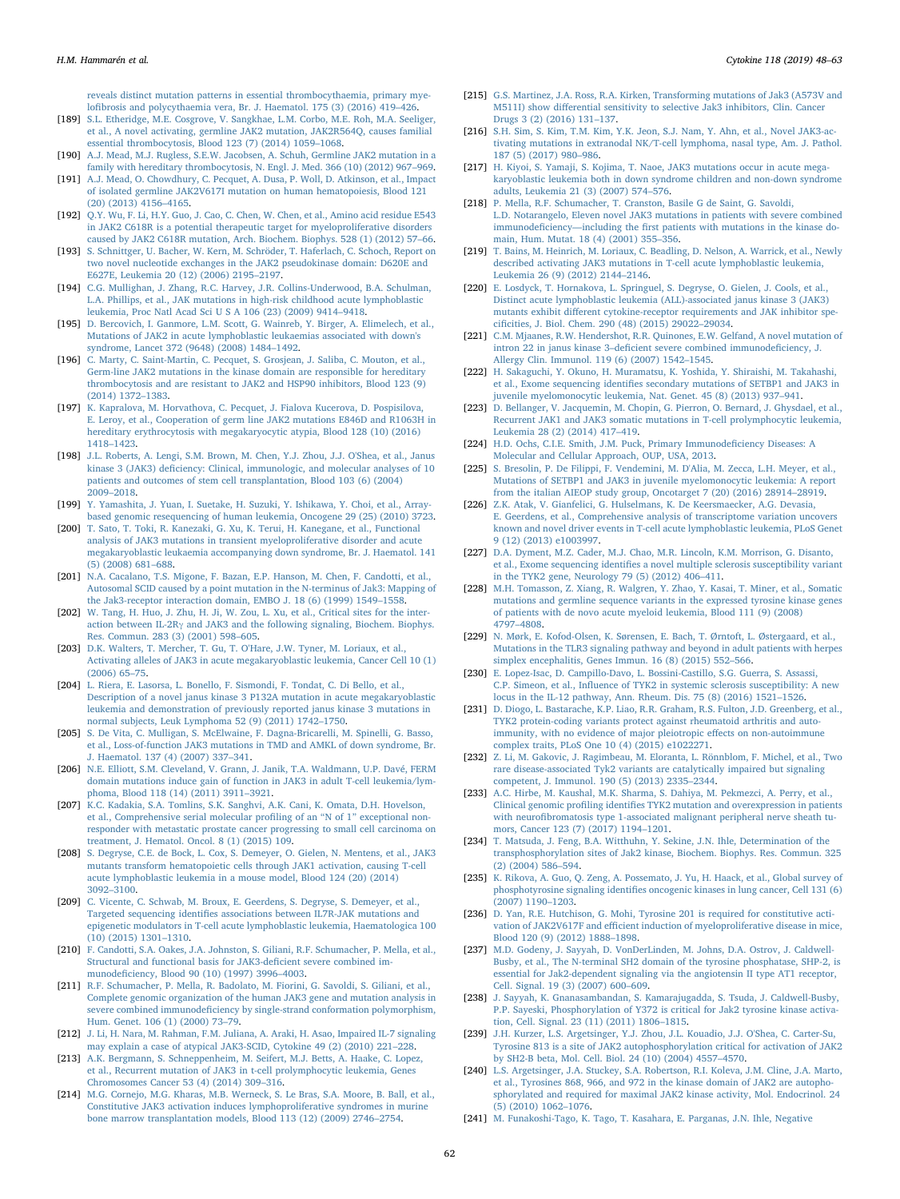reveals distinct mutation patterns in essential thrombocythaemia, primary myelofibrosis and polycythaemia vera, Br. J. Haematol. 175 (3) (2016) 419–426.

[189] S.L. Etheridge, M.E. Cosgrove, V. Sangkhae, L.M. Corbo, M.E. Roh, M.A. Seeliger, et al., A novel activating, germline JAK2 mutation, JAK2R564Q, causes familial essential thrombocytosis, Blood 123 (7) (2014) 1059–1068.

[190] A.J. Mead, M.J. Rugless, S.E.W. Jacobsen, A. Schuh, Germline JAK2 mutation in a family with hereditary thrombocytosis, N. Engl. J. Med. 366 (10) (2012) 967–969.

[191] A.J. Mead, O. Chowdhury, C. Pecquet, A. Dusa, P. Woll, D. Atkinson, et al., Impact of isolated germline JAK2V617I mutation on human hematopoiesis, Blood 121 (20) (2013) 4156–4165.

[192] Q.Y. Wu, F. Li, H.Y. Guo, J. Cao, C. Chen, W. Chen, et al., Amino acid residue E543 in JAK2 C618R is a potential therapeutic target for myeloproliferative disorders caused by JAK2 C618R mutation, Arch. Biochem. Biophys. 528 (1) (2012) 57–66.

[193] S. Schnittger, U. Bacher, W. Kern, M. Schröder, T. Haferlach, C. Schoch, Report on two novel nucleotide exchanges in the JAK2 pseudokinase domain: D620E and E627E, Leukemia 20 (12) (2006) 2195–2197.

[194] C.G. Mullighan, J. Zhang, R.C. Harvey, J.R. Collins-Underwood, B.A. Schulman, L.A. Phillips, et al., JAK mutations in high-risk childhood acute lymphoblastic leukemia, Proc Natl Acad Sci U S A 106 (23) (2009) 9414–9418.

[195] D. Bercovich, I. Ganmore, L.M. Scott, G. Wainreb, Y. Birger, A. Elimelech, et al., Mutations of JAK2 in acute lymphoblastic leukaemias associated with down's syndrome, Lancet 372 (9648) (2008) 1484–1492.

[196] C. Marty, C. Saint-Martin, C. Pecquet, S. Grosjean, J. Saliba, C. Mouton, et al., Germ-line JAK2 mutations in the kinase domain are responsible for hereditary thrombocytosis and are resistant to JAK2 and HSP90 inhibitors, Blood 123 (9) (2014) 1372–1383.

[197] K. Kapralova, M. Horvathova, C. Pecquet, J. Fialova Kucerova, D. Pospisilova, E. Leroy, et al., Cooperation of germ line JAK2 mutations E846D and R1063H in hereditary erythrocytosis with megakaryocytic atypia, Blood 128 (10) (2016) 1418–1423.

[198] J.L. Roberts, A. Lengi, S.M. Brown, M. Chen, Y.J. Zhou, J.J. O'Shea, et al., Janus kinase 3 (JAK3) deficiency: Clinical, immunologic, and molecular analyses of 10 patients and outcomes of stem cell transplantation, Blood 103 (6) (2004) 2009–2018.

[199] Y. Yamashita, J. Yuan, I. Suetake, H. Suzuki, Y. Ishikawa, Y. Choi, et al., Array-based genomic resequencing of human leukemia, Oncogene 29 (25) (2010) 3723.

[200] T. Sato, T. Toki, R. Kanezaki, G. Xu, K. Terui, H. Kanegane, et al., Functional analysis of JAK3 mutations in transient myeloproliferative disorder and acute megakaryoblastic leukaemia accompanying down syndrome, Br. J. Haematol. 141 (5) (2008) 681–688.

[201] N.A. Cacalano, T.S. Migone, F. Bazan, E.P. Hanson, M. Chen, F. Candotti, et al., Autosomal SCID caused by a point mutation in the N-terminus of Jak3: Mapping of the Jak3-receptor interaction domain, EMBO J. 18 (6) (1999) 1549–1558.

[202] W. Tang, H. Huo, J. Zhu, H. Ji, W. Zou, L. Xu, et al., Critical sites for the interaction between IL-2Rγ and JAK3 and the following signaling, Biochem. Biophys. Res. Commun. 283 (3) (2001) 598–605.

[203] D.K. Walters, T. Mercher, T. Gu, T. O'Hare, J.W. Tyner, M. Loriaux, et al., Activating alleles of JAK3 in acute megakaryoblastic leukemia, Cancer Cell 10 (1) (2006) 65–75.

[204] L. Riera, E. Lasorsa, L. Bonello, F. Sismondi, F. Tondat, C. Di Bello, et al., Description of a novel janus kinase 3 P132A mutation in acute megakaryoblastic leukemia and demonstration of previously reported janus kinase 3 mutations in normal subjects, Leuk Lymphoma 52 (9) (2011) 1742–1750.

[205] S. De Vita, C. Mulligan, S. McElwaine, F. Dagna-Bricarelli, M. Spinelli, G. Basso, et al., Loss-of-function JAK3 mutations in TMD and AMKL of down syndrome, Br. J. Haematol. 137 (4) (2007) 337–341.

[206] N.E. Elliott, S.M. Cleveland, V. Grann, J. Janik, T.A. Waldmann, U.P. Davé, FERM domain mutations induce gain of function in JAK3 in adult T-cell leukemia/lymphoma, Blood 118 (14) (2011) 3911–3921.

[207] K.C. Kadakia, S.A. Tomlins, S.K. Sanghvi, A.K. Cani, K. Omata, D.H. Hovelson, et al., Comprehensive serial molecular profiling of an "N of 1" exceptional non-responder with metastatic prostate cancer progressing to small cell carcinoma on treatment, J. Hematol. Oncol. 8 (1) (2015) 109.

[208] S. Degryse, C.E. de Bock, L. Cox, S. Demeyer, O. Gielen, N. Mentens, et al., JAK3 mutants transform hematopoietic cells through JAK1 activation, causing T-cell acute lymphoblastic leukemia in a mouse model, Blood 124 (20) (2014) 3092–3100.

[209] C. Vicente, C. Schwab, M. Broux, E. Geerdens, S. Degryse, S. Demeyer, et al., Targeted sequencing identifies associations between IL7R-JAK mutations and epigenetic modulators in T-cell acute lymphoblastic leukemia, Haematologica 100 (10) (2015) 1301–1310.

[210] F. Candotti, S.A. Oakes, J.A. Johnston, S. Giliani, R.F. Schumacher, P. Mella, et al., Structural and functional basis for JAK3-deficient severe combined immunodeficiency, Blood 90 (10) (1997) 3996–4003.

[211] R.F. Schumacher, P. Mella, R. Badolato, M. Fiorini, G. Savoldi, S. Giliani, et al., Complete genomic organization of the human JAK3 gene and mutation analysis in severe combined immunodeficiency by single-strand conformation polymorphism, Hum. Genet. 106 (1) (2000) 73–79.

[212] J. Li, H. Nara, M. Rahman, F.M. Juliana, A. Araki, H. Asao, Impaired IL-7 signaling may explain a case of atypical JAK3-SCID, Cytokine 49 (2) (2010) 221–228.

[213] A.K. Bergmann, S. Schneppenheim, M. Seifert, M.J. Betts, A. Haake, C. Lopez, et al., Recurrent mutation of JAK3 in t-cell prolymphocytic leukemia, Genes Chromosomes Cancer 53 (4) (2014) 309–316.

[214] M.G. Cornejo, M.G. Kharas, M.B. Werneck, S. Le Bras, S.A. Moore, B. Ball, et al., Constitutive JAK3 activation induces lymphoproliferative syndromes in murine bone marrow transplantation models, Blood 113 (12) (2009) 2746–2754.

[215] G.S. Martinez, J.A. Ross, R.A. Kirken, Transforming mutations of Jak3 (A573V and M511I) show differential sensitivity to selective Jak3 inhibitors, Clin. Cancer Drugs 3 (2) (2016) 131–137.

[216] S.H. Sim, S. Kim, T.M. Kim, Y.K. Jeon, S.J. Nam, Y. Ahn, et al., Novel JAK3-activating mutations in extranodal NK/T-cell lymphoma, nasal type, Am. J. Pathol. 187 (5) (2017) 980–986.

[217] H. Kiyoi, S. Yamaji, S. Kojima, T. Naoe, JAK3 mutations occur in acute megakaryoblastic leukemia both in down syndrome children and non-down syndrome adults, Leukemia 21 (3) (2007) 574–576.

[218] P. Mella, R.F. Schumacher, T. Cranston, Basile G de Saint, G. Savoldi, L.D. Notarangelo, Eleven novel JAK3 mutations in patients with severe combined immunodeficiency—including the first patients with mutations in the kinase domain, Hum. Mutat. 18 (4) (2001) 355–356.

[219] T. Bains, M. Heinrich, M. Loriaux, C. Beadling, D. Nelson, A. Warrick, et al., Newly described activating JAK3 mutations in T-cell acute lymphoblastic leukemia, Leukemia 26 (9) (2012) 2144–2146.

[220] E. Losdyck, T. Hornakova, L. Springuel, S. Degryse, O. Gielen, J. Cools, et al., Distinct acute lymphoblastic leukemia (ALL)-associated janus kinase 3 (JAK3) mutants exhibit different cytokine-receptor requirements and JAK inhibitor specificities, J. Biol. Chem. 290 (48) (2015) 29022–29034.

[221] C.M. Mjaanes, R.W. Hendershot, P.R. Quinones, E.W. Gelfand, A novel mutation of intron 22 in janus kinase 3–deficient severe combined immunodeficiency, J. Allergy Clin. Immunol. 119 (6) (2007) 1542–1545.

[222] H. Sakaguchi, Y. Okuno, H. Muramatsu, K. Yoshida, Y. Shiraishi, M. Takahashi, et al., Exome sequencing identifies secondary mutations of SETBP1 and JAK3 in juvenile myelomonocytic leukemia, Nat. Genet. 45 (8) (2013) 937–941.

[223] D. Bellanger, V. Jacquemin, M. Chopin, G. Pierron, O. Bernard, J. Ghysdael, et al., Recurrent JAK1 and JAK3 somatic mutations in T-cell prolymphocytic leukemia, Leukemia 28 (2) (2014) 417–419.

[224] H.D. Ochs, C.I.E. Smith, J.M. Puck, Primary Immunodeficiency Diseases: A Molecular and Cellular Approach, OUP, USA, 2013.

[225] S. Bresolin, P. De Filippi, F. Vendemini, M. D'Alia, M. Zecca, L.H. Meyer, et al., Mutations of SETBP1 and JAK3 in juvenile myelomonocytic leukemia: A report from the italian AIEOP study group, Oncotarget 7 (20) (2016) 28914–28919.

[226] Z.K. Atak, V. Gianfelici, G. Hulselmans, K. De Keersmaecker, A.G. Devasia, E. Geerdens, et al., Comprehensive analysis of transcriptome variation uncovers known and novel driver events in T-cell acute lymphoblastic leukemia, PLoS Genet 9 (12) (2013) e1003997.

[227] D.A. Dyment, M.Z. Cader, M.J. Chao, M.R. Lincoln, K.M. Morrison, G. Disanto, et al., Exome sequencing identifies a novel multiple sclerosis susceptibility variant in the TYK2 gene, Neurology 79 (5) (2012) 406–411.

[228] M.H. Tomasson, Z. Xiang, R. Walgren, Y. Zhao, Y. Kasai, T. Miner, et al., Somatic mutations and germline sequence variants in the expressed tyrosine kinase genes of patients with de novo acute myeloid leukemia, Blood 111 (9) (2008) 4797–4808.

[229] N. Mørk, E. Kofod-Olsen, K. Sørensen, E. Bach, T. Ørntoft, L. Østergaard, et al., Mutations in the TLR3 signaling pathway and beyond in adult patients with herpes simplex encephalitis, Genes Immun. 16 (8) (2015) 552–566.

[230] E. Lopez-Isac, D. Campillo-Davo, L. Bossini-Castillo, S.G. Guerra, S. Assassi, C.P. Simeon, et al., Influence of TYK2 in systemic sclerosis susceptibility: A new locus in the IL-12 pathway, Ann. Rheum. Dis. 75 (8) (2016) 1521–1526.

[231] D. Diogo, L. Bastarache, K.P. Liao, R.R. Graham, R.S. Fulton, J.D. Greenberg, et al., TYK2 protein-coding variants protect against rheumatoid arthritis and autoimmunity, with no evidence of major pleiotropic effects on non-autoimmune complex traits, PLoS One 10 (4) (2015) e1022271.

[232] Z. Li, M. Gakovic, J. Ragimbeau, M. Eloranta, L. Rönnblom, F. Michel, et al., Two rare disease-associated Tyk2 variants are catalytically impaired but signaling competent, J. Immunol. 190 (5) (2013) 2335–2344.

[233] A.C. Hirbe, M. Kaushal, M.K. Sharma, S. Dahiya, M. Pekmezci, A. Perry, et al., Clinical genomic profiling identifies TYK2 mutation and overexpression in patients with neurofibromatosis type 1-associated malignant peripheral nerve sheath tumors, Cancer 123 (7) (2017) 1194–1201.

[234] T. Matsuda, J. Feng, B.A. Witthuhn, Y. Sekine, J.N. Ihle, Determination of the transphosphorylation sites of Jak2 kinase, Biochem. Biophys. Res. Commun. 325 (2) (2004) 586–594.

[235] K. Rikova, A. Guo, Q. Zeng, A. Possemato, J. Yu, H. Haack, et al., Global survey of phosphotyrosine signaling identifies oncogenic kinases in lung cancer, Cell 131 (6) (2007) 1190–1203.

[236] D. Yan, R.E. Hutchison, G. Mohi, Tyrosine 201 is required for constitutive activation of JAK2V617F and efficient induction of myeloproliferative disease in mice, Blood 120 (9) (2012) 1888–1898.

[237] M.D. Godeny, J. Sayyah, D. VonDerLinden, M. Johns, D.A. Ostrov, J. Caldwell-Busby, et al., The N-terminal SH2 domain of the tyrosine phosphatase, SHP-2, is essential for Jak2-dependent signaling via the angiotensin II type AT1 receptor, Cell. Signal. 19 (3) (2007) 600–609.

[238] J. Sayyah, K. Gnanasambandan, S. Kamarajugadda, S. Tsuda, J. Caldwell-Busby, P.P. Sayeski, Phosphorylation of Y372 is critical for Jak2 tyrosine kinase activation, Cell. Signal. 23 (11) (2011) 1806–1815.

[239] J.H. Kurzer, L.S. Argetsinger, Y.J. Zhou, J.L. Kouadio, J.J. O'Shea, C. Carter-Su, Tyrosine 813 is a site of JAK2 autophosphorylation critical for activation of JAK2 by SH2-B beta, Mol. Cell. Biol. 24 (10) (2004) 4557–4570.

[240] L.S. Argetsinger, J.A. Stuckey, S.A. Robertson, R.I. Koleva, J.M. Cline, J.A. Marto, et al., Tyrosines 868, 966, and 972 in the kinase domain of JAK2 are autophosphorylated and required for maximal JAK2 kinase activity, Mol. Endocrinol. 24 (5) (2010) 1062–1076.

[241] M. Funakoshi-Tago, K. Tago, T. Kasahara, E. Parganas, J.N. Ihle, Negative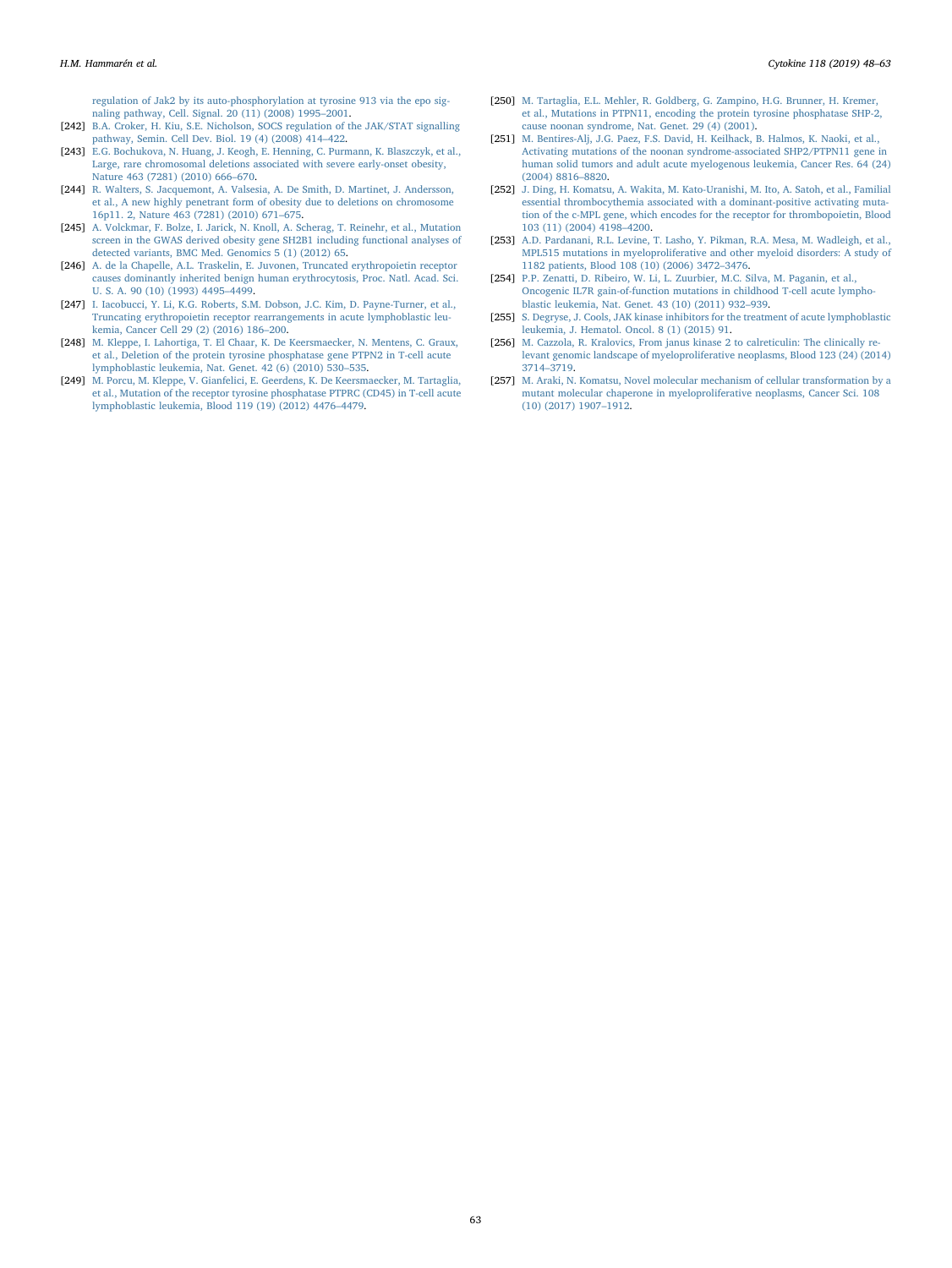regulation of Jak2 by its auto-phosphorylation at tyrosine 913 via the epo signaling pathway, Cell. Signal. 20 (11) (2008) 1995–2001.

[242] B.A. Croker, H. Kiu, S.E. Nicholson, SOCS regulation of the JAK/STAT signalling pathway, Semin. Cell Dev. Biol. 19 (4) (2008) 414–422.

[243] E.G. Bochukova, N. Huang, J. Keogh, E. Henning, C. Purmann, K. Blaszczyk, et al., Large, rare chromosomal deletions associated with severe early-onset obesity, Nature 463 (7281) (2010) 666–670.

[244] R. Walters, S. Jacquemont, A. Valsesia, A. De Smith, D. Martinet, J. Andersson, et al., A new highly penetrant form of obesity due to deletions on chromosome 16p11. 2, Nature 463 (7281) (2010) 671–675.

[245] A. Volckmar, F. Bolze, I. Jarick, N. Knoll, A. Scherag, T. Reinehr, et al., Mutation screen in the GWAS derived obesity gene SH2B1 including functional analyses of detected variants, BMC Med. Genomics 5 (1) (2012) 65.

[246] A. de la Chapelle, A.L. Traskelin, E. Juvonen, Truncated erythropoietin receptor causes dominantly inherited benign human erythrocytosis, Proc. Natl. Acad. Sci. U. S. A. 90 (10) (1993) 4495–4499.

[247] I. Iacobucci, Y. Li, K.G. Roberts, S.M. Dobson, J.C. Kim, D. Payne-Turner, et al., Truncating erythropoietin receptor rearrangements in acute lymphoblastic leukemia, Cancer Cell 29 (2) (2016) 186–200.

[248] M. Kleppe, I. Lahortiga, T. El Chaar, K. De Keersmaecker, N. Mentens, C. Graux, et al., Deletion of the protein tyrosine phosphatase gene PTPN2 in T-cell acute lymphoblastic leukemia, Nat. Genet. 42 (6) (2010) 530–535.

[249] M. Porcu, M. Kleppe, V. Gianfelici, E. Geerdens, K. De Keersmaecker, M. Tartaglia, et al., Mutation of the receptor tyrosine phosphatase PTPRC (CD45) in T-cell acute lymphoblastic leukemia, Blood 119 (19) (2012) 4476–4479.

[250] M. Tartaglia, E.L. Mehler, R. Goldberg, G. Zampino, H.G. Brunner, H. Kremer, et al., Mutations in PTPN11, encoding the protein tyrosine phosphatase SHP-2, cause noonan syndrome, Nat. Genet. 29 (4) (2001).

[251] M. Bentires-Alj, J.G. Paez, F.S. David, H. Keilhack, B. Halmos, K. Naoki, et al., Activating mutations of the noonan syndrome-associated SHP2/PTPN11 gene in human solid tumors and adult acute myelogenous leukemia, Cancer Res. 64 (24) (2004) 8816–8820.

[252] J. Ding, H. Komatsu, A. Wakita, M. Kato-Uranishi, M. Ito, A. Satoh, et al., Familial essential thrombocythemia associated with a dominant-positive activating mutation of the c-MPL gene, which encodes for the receptor for thrombopoietin, Blood 103 (11) (2004) 4198–4200.

[253] A.D. Pardanani, R.L. Levine, T. Lasho, Y. Pikman, R.A. Mesa, M. Wadleigh, et al., MPL515 mutations in myeloproliferative and other myeloid disorders: A study of 1182 patients, Blood 108 (10) (2006) 3472–3476.

[254] P.P. Zenatti, D. Ribeiro, W. Li, L. Zuurbier, M.C. Silva, M. Paganin, et al., Oncogenic IL7R gain-of-function mutations in childhood T-cell acute lymphoblastic leukemia, Nat. Genet. 43 (10) (2011) 932–939.

[255] S. Degryse, J. Cools, JAK kinase inhibitors for the treatment of acute lymphoblastic leukemia, J. Hematol. Oncol. 8 (1) (2015) 91.

[256] M. Cazzola, R. Kralovics, From janus kinase 2 to calreticulin: The clinically relevant genomic landscape of myeloproliferative neoplasms, Blood 123 (24) (2014) 3714–3719.

[257] M. Araki, N. Komatsu, Novel molecular mechanism of cellular transformation by a mutant molecular chaperone in myeloproliferative neoplasms, Cancer Sci. 108 (10) (2017) 1907–1912.